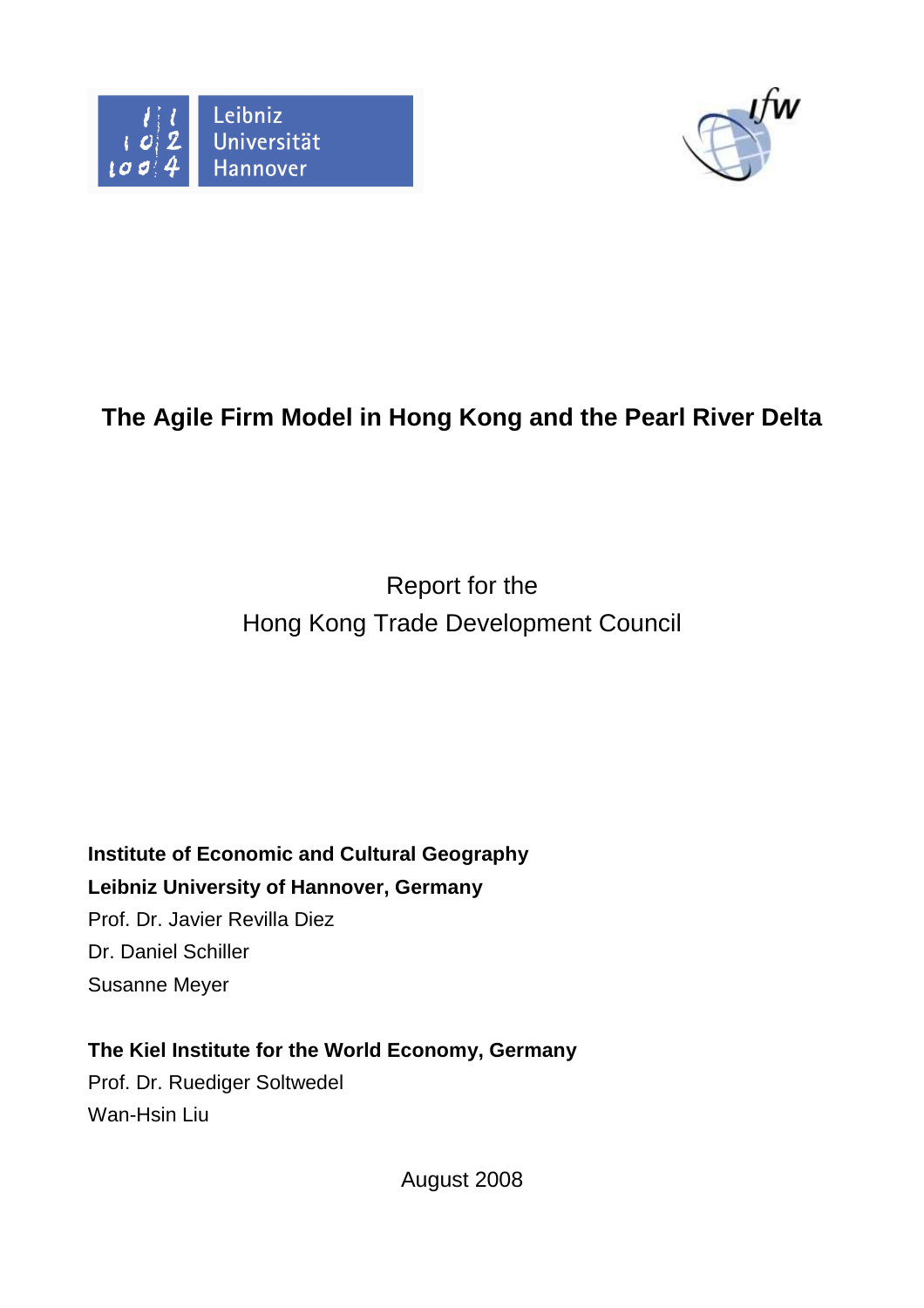# The Agile Firm Model in Hong Kong and the Pearl River Delta

Report for the
Hong Kong Trade Development Council

**Institute of Economic and Cultural Geography**
**Leibniz University of Hannover, Germany**
Prof. Dr. Javier Revilla Diez
Dr. Daniel Schiller
Susanne Meyer

**The Kiel Institute for the World Economy, Germany**
Prof. Dr. Ruediger Soltwedel
Wan-Hsin Liu

August 2008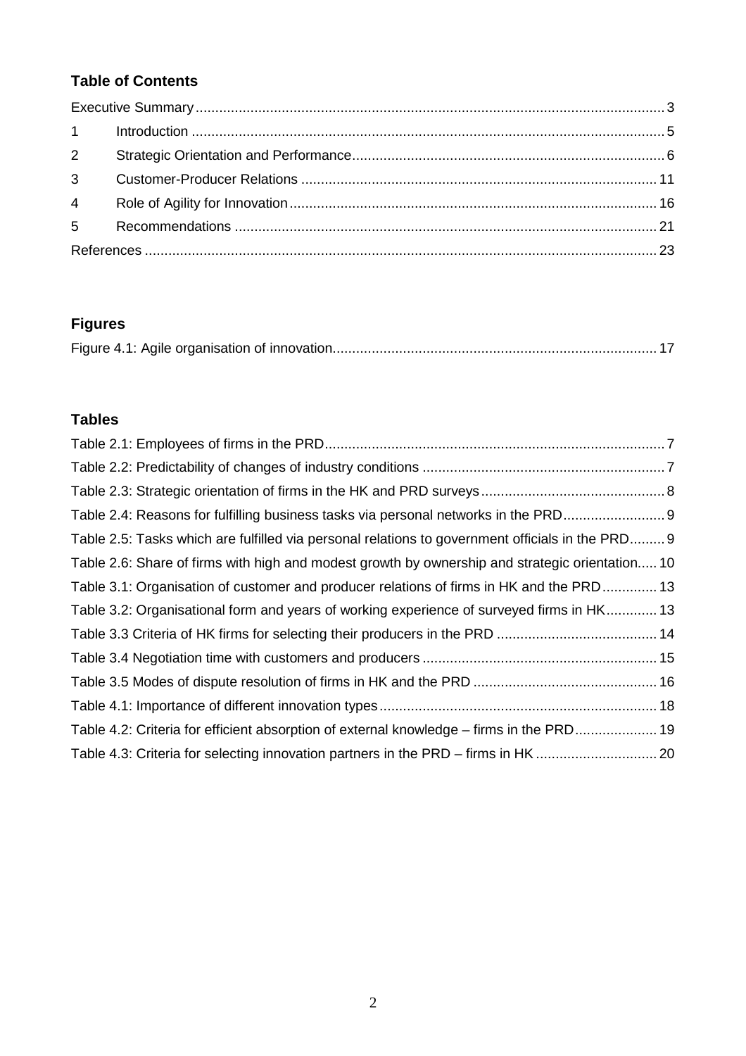## Table of Contents

Executive Summary ........ 3

1 Introduction ........ 5

2 Strategic Orientation and Performance ........ 6

3 Customer-Producer Relations ........ 11

4 Role of Agility for Innovation ........ 16

5 Recommendations ........ 21

References ........ 23

## Figures

Figure 4.1: Agile organisation of innovation ........ 17

## Tables

Table 2.1: Employees of firms in the PRD ........ 7

Table 2.2: Predictability of changes of industry conditions ........ 7

Table 2.3: Strategic orientation of firms in the HK and PRD surveys ........ 8

Table 2.4: Reasons for fulfilling business tasks via personal networks in the PRD ........ 9

Table 2.5: Tasks which are fulfilled via personal relations to government officials in the PRD ........ 9

Table 2.6: Share of firms with high and modest growth by ownership and strategic orientation ..... 10

Table 3.1: Organisation of customer and producer relations of firms in HK and the PRD ........ 13

Table 3.2: Organisational form and years of working experience of surveyed firms in HK ........ 13

Table 3.3 Criteria of HK firms for selecting their producers in the PRD ........ 14

Table 3.4 Negotiation time with customers and producers ........ 15

Table 3.5 Modes of dispute resolution of firms in HK and the PRD ........ 16

Table 4.1: Importance of different innovation types ........ 18

Table 4.2: Criteria for efficient absorption of external knowledge – firms in the PRD ........ 19

Table 4.3: Criteria for selecting innovation partners in the PRD – firms in HK ........ 20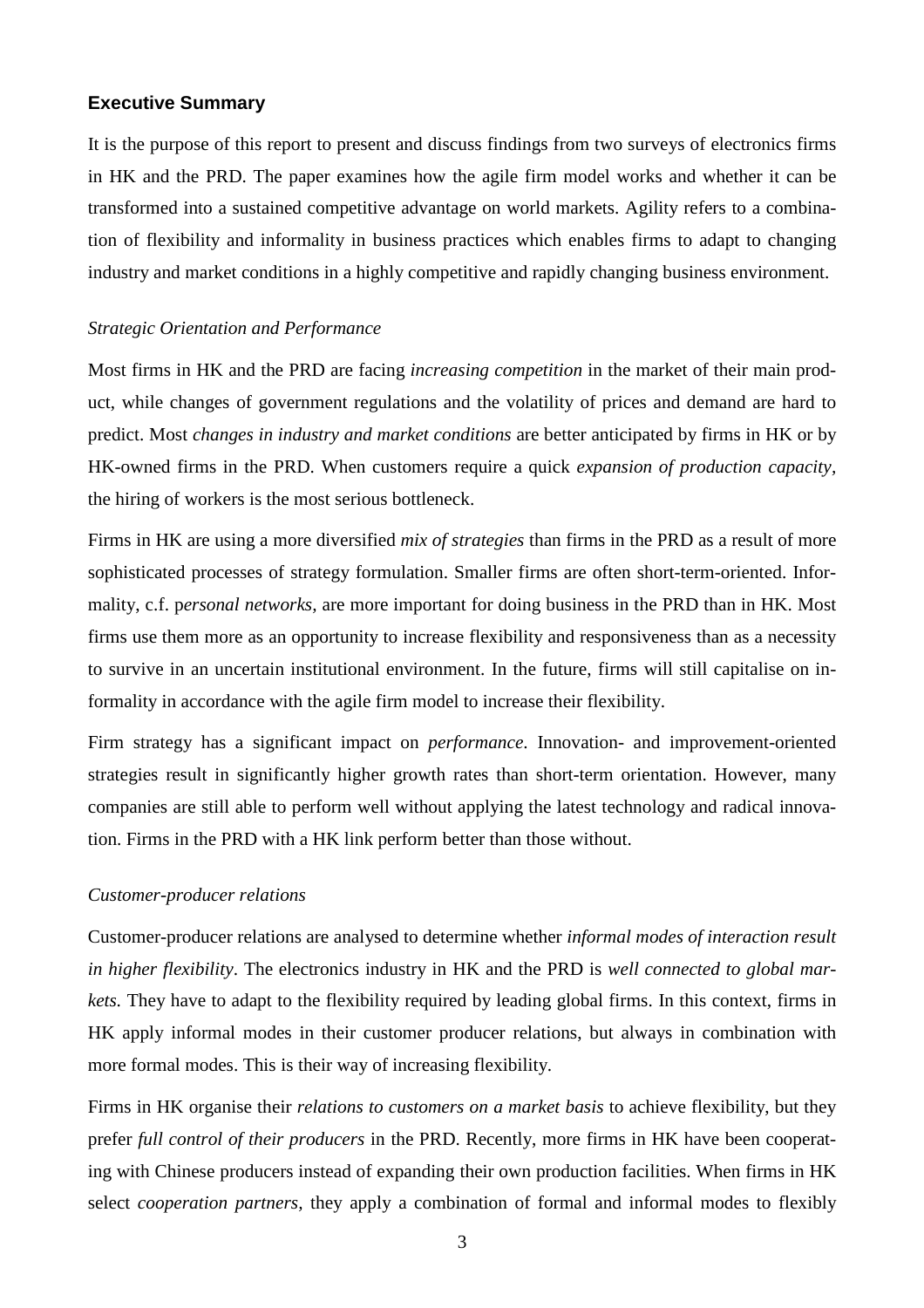## Executive Summary

It is the purpose of this report to present and discuss findings from two surveys of electronics firms in HK and the PRD. The paper examines how the agile firm model works and whether it can be transformed into a sustained competitive advantage on world markets. Agility refers to a combination of flexibility and informality in business practices which enables firms to adapt to changing industry and market conditions in a highly competitive and rapidly changing business environment.

*Strategic Orientation and Performance*

Most firms in HK and the PRD are facing *increasing competition* in the market of their main product, while changes of government regulations and the volatility of prices and demand are hard to predict. Most *changes in industry and market conditions* are better anticipated by firms in HK or by HK-owned firms in the PRD. When customers require a quick *expansion of production capacity*, the hiring of workers is the most serious bottleneck.

Firms in HK are using a more diversified *mix of strategies* than firms in the PRD as a result of more sophisticated processes of strategy formulation. Smaller firms are often short-term-oriented. Informality, c.f. p*ersonal networks,* are more important for doing business in the PRD than in HK. Most firms use them more as an opportunity to increase flexibility and responsiveness than as a necessity to survive in an uncertain institutional environment. In the future, firms will still capitalise on informality in accordance with the agile firm model to increase their flexibility.

Firm strategy has a significant impact on *performance*. Innovation- and improvement-oriented strategies result in significantly higher growth rates than short-term orientation. However, many companies are still able to perform well without applying the latest technology and radical innovation. Firms in the PRD with a HK link perform better than those without.

*Customer-producer relations*

Customer-producer relations are analysed to determine whether *informal modes of interaction result in higher flexibility*. The electronics industry in HK and the PRD is *well connected to global markets.* They have to adapt to the flexibility required by leading global firms. In this context, firms in HK apply informal modes in their customer producer relations, but always in combination with more formal modes. This is their way of increasing flexibility.

Firms in HK organise their *relations to customers on a market basis* to achieve flexibility, but they prefer *full control of their producers* in the PRD. Recently, more firms in HK have been cooperating with Chinese producers instead of expanding their own production facilities. When firms in HK select *cooperation partners,* they apply a combination of formal and informal modes to flexibly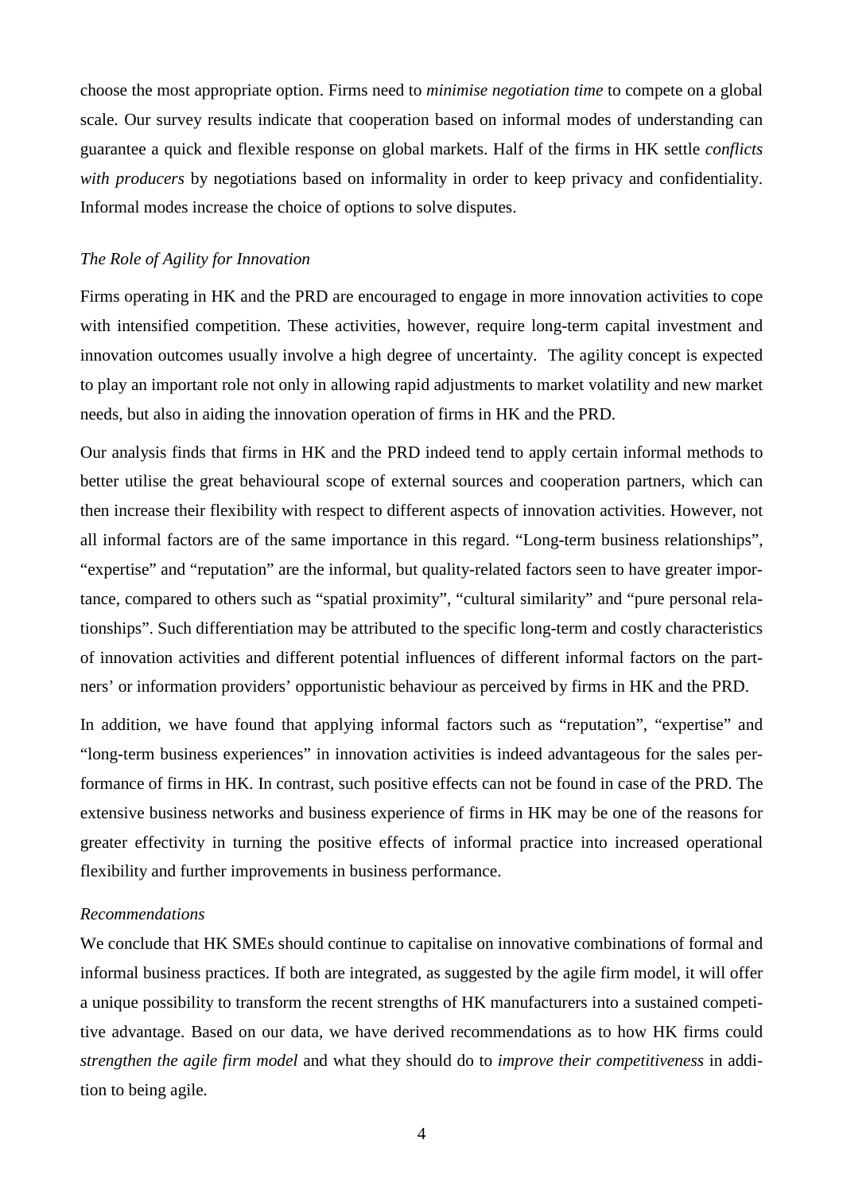choose the most appropriate option. Firms need to *minimise negotiation time* to compete on a global scale. Our survey results indicate that cooperation based on informal modes of understanding can guarantee a quick and flexible response on global markets. Half of the firms in HK settle *conflicts with producers* by negotiations based on informality in order to keep privacy and confidentiality. Informal modes increase the choice of options to solve disputes.

*The Role of Agility for Innovation*

Firms operating in HK and the PRD are encouraged to engage in more innovation activities to cope with intensified competition. These activities, however, require long-term capital investment and innovation outcomes usually involve a high degree of uncertainty. The agility concept is expected to play an important role not only in allowing rapid adjustments to market volatility and new market needs, but also in aiding the innovation operation of firms in HK and the PRD.

Our analysis finds that firms in HK and the PRD indeed tend to apply certain informal methods to better utilise the great behavioural scope of external sources and cooperation partners, which can then increase their flexibility with respect to different aspects of innovation activities. However, not all informal factors are of the same importance in this regard. "Long-term business relationships", "expertise" and "reputation" are the informal, but quality-related factors seen to have greater importance, compared to others such as "spatial proximity", "cultural similarity" and "pure personal relationships". Such differentiation may be attributed to the specific long-term and costly characteristics of innovation activities and different potential influences of different informal factors on the partners' or information providers' opportunistic behaviour as perceived by firms in HK and the PRD.

In addition, we have found that applying informal factors such as "reputation", "expertise" and "long-term business experiences" in innovation activities is indeed advantageous for the sales performance of firms in HK. In contrast, such positive effects can not be found in case of the PRD. The extensive business networks and business experience of firms in HK may be one of the reasons for greater effectivity in turning the positive effects of informal practice into increased operational flexibility and further improvements in business performance.

*Recommendations*

We conclude that HK SMEs should continue to capitalise on innovative combinations of formal and informal business practices. If both are integrated, as suggested by the agile firm model, it will offer a unique possibility to transform the recent strengths of HK manufacturers into a sustained competitive advantage. Based on our data, we have derived recommendations as to how HK firms could *strengthen the agile firm model* and what they should do to *improve their competitiveness* in addition to being agile.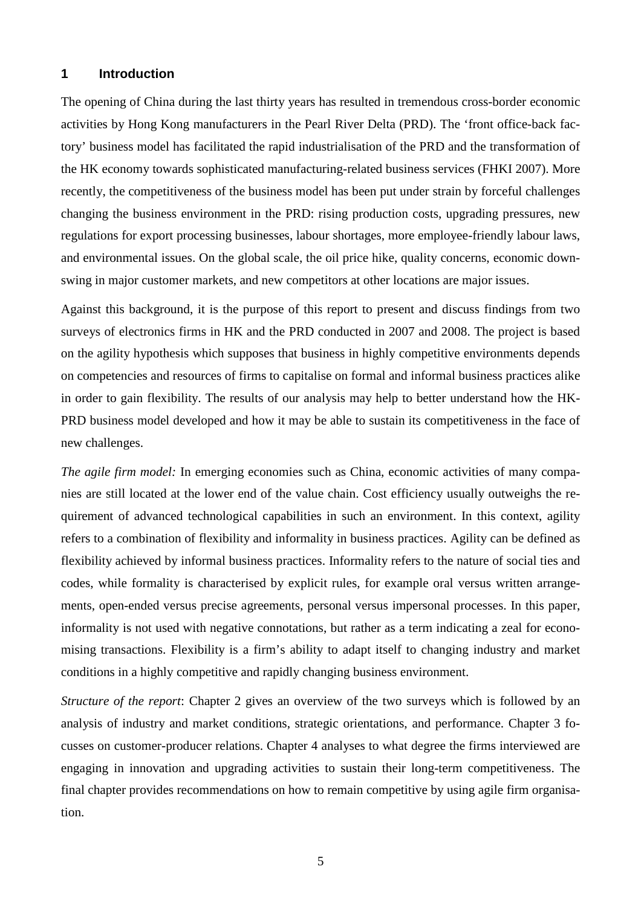# 1 Introduction

The opening of China during the last thirty years has resulted in tremendous cross-border economic activities by Hong Kong manufacturers in the Pearl River Delta (PRD). The 'front office-back factory' business model has facilitated the rapid industrialisation of the PRD and the transformation of the HK economy towards sophisticated manufacturing-related business services (FHKI 2007). More recently, the competitiveness of the business model has been put under strain by forceful challenges changing the business environment in the PRD: rising production costs, upgrading pressures, new regulations for export processing businesses, labour shortages, more employee-friendly labour laws, and environmental issues. On the global scale, the oil price hike, quality concerns, economic downswing in major customer markets, and new competitors at other locations are major issues.

Against this background, it is the purpose of this report to present and discuss findings from two surveys of electronics firms in HK and the PRD conducted in 2007 and 2008. The project is based on the agility hypothesis which supposes that business in highly competitive environments depends on competencies and resources of firms to capitalise on formal and informal business practices alike in order to gain flexibility. The results of our analysis may help to better understand how the HK-PRD business model developed and how it may be able to sustain its competitiveness in the face of new challenges.

*The agile firm model:* In emerging economies such as China, economic activities of many companies are still located at the lower end of the value chain. Cost efficiency usually outweighs the requirement of advanced technological capabilities in such an environment. In this context, agility refers to a combination of flexibility and informality in business practices. Agility can be defined as flexibility achieved by informal business practices. Informality refers to the nature of social ties and codes, while formality is characterised by explicit rules, for example oral versus written arrangements, open-ended versus precise agreements, personal versus impersonal processes. In this paper, informality is not used with negative connotations, but rather as a term indicating a zeal for economising transactions. Flexibility is a firm's ability to adapt itself to changing industry and market conditions in a highly competitive and rapidly changing business environment.

*Structure of the report*: Chapter 2 gives an overview of the two surveys which is followed by an analysis of industry and market conditions, strategic orientations, and performance. Chapter 3 focusses on customer-producer relations. Chapter 4 analyses to what degree the firms interviewed are engaging in innovation and upgrading activities to sustain their long-term competitiveness. The final chapter provides recommendations on how to remain competitive by using agile firm organisation.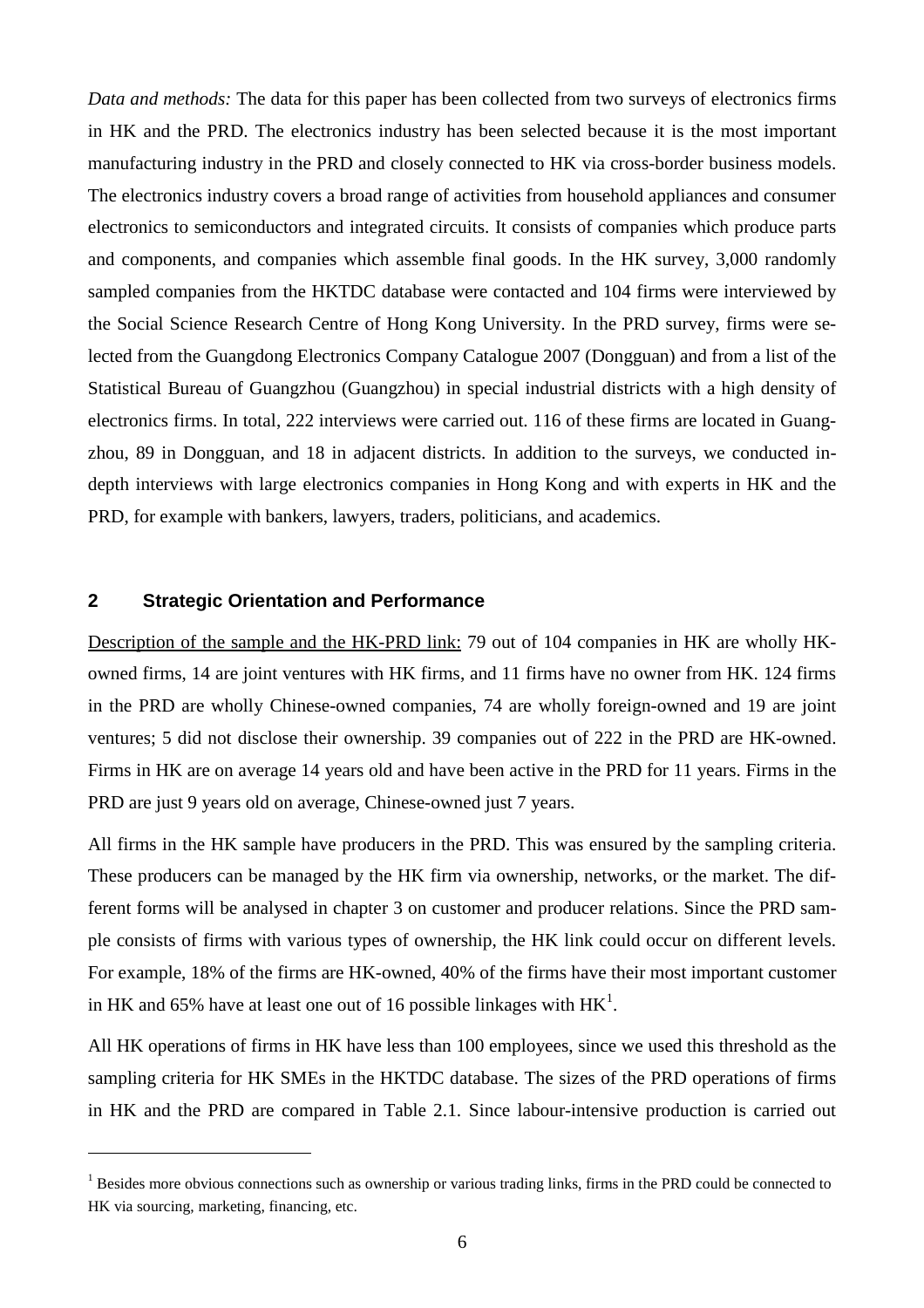*Data and methods:* The data for this paper has been collected from two surveys of electronics firms in HK and the PRD. The electronics industry has been selected because it is the most important manufacturing industry in the PRD and closely connected to HK via cross-border business models. The electronics industry covers a broad range of activities from household appliances and consumer electronics to semiconductors and integrated circuits. It consists of companies which produce parts and components, and companies which assemble final goods. In the HK survey, 3,000 randomly sampled companies from the HKTDC database were contacted and 104 firms were interviewed by the Social Science Research Centre of Hong Kong University. In the PRD survey, firms were selected from the Guangdong Electronics Company Catalogue 2007 (Dongguan) and from a list of the Statistical Bureau of Guangzhou (Guangzhou) in special industrial districts with a high density of electronics firms. In total, 222 interviews were carried out. 116 of these firms are located in Guangzhou, 89 in Dongguan, and 18 in adjacent districts. In addition to the surveys, we conducted in-depth interviews with large electronics companies in Hong Kong and with experts in HK and the PRD, for example with bankers, lawyers, traders, politicians, and academics.

## 2 Strategic Orientation and Performance

Description of the sample and the HK-PRD link: 79 out of 104 companies in HK are wholly HK-owned firms, 14 are joint ventures with HK firms, and 11 firms have no owner from HK. 124 firms in the PRD are wholly Chinese-owned companies, 74 are wholly foreign-owned and 19 are joint ventures; 5 did not disclose their ownership. 39 companies out of 222 in the PRD are HK-owned. Firms in HK are on average 14 years old and have been active in the PRD for 11 years. Firms in the PRD are just 9 years old on average, Chinese-owned just 7 years.

All firms in the HK sample have producers in the PRD. This was ensured by the sampling criteria. These producers can be managed by the HK firm via ownership, networks, or the market. The different forms will be analysed in chapter 3 on customer and producer relations. Since the PRD sample consists of firms with various types of ownership, the HK link could occur on different levels. For example, 18% of the firms are HK-owned, 40% of the firms have their most important customer in HK and 65% have at least one out of 16 possible linkages with HK[1].

All HK operations of firms in HK have less than 100 employees, since we used this threshold as the sampling criteria for HK SMEs in the HKTDC database. The sizes of the PRD operations of firms in HK and the PRD are compared in Table 2.1. Since labour-intensive production is carried out

[1] Besides more obvious connections such as ownership or various trading links, firms in the PRD could be connected to HK via sourcing, marketing, financing, etc.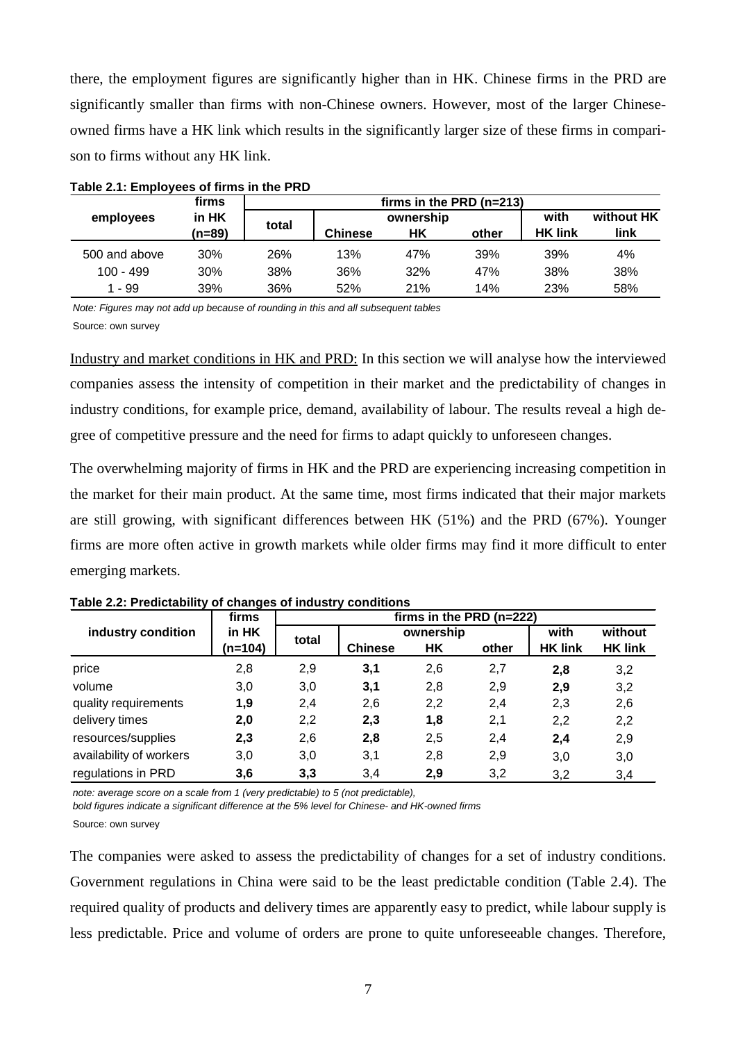there, the employment figures are significantly higher than in HK. Chinese firms in the PRD are significantly smaller than firms with non-Chinese owners. However, most of the larger Chinese-owned firms have a HK link which results in the significantly larger size of these firms in comparison to firms without any HK link.

**Table 2.1: Employees of firms in the PRD**

| employees | firms in HK (n=89) | firms in the PRD (n=213) | | | | | |
|---|---|---|---|---|---|---|---|
| | | total | ownership | | | with HK link | without HK link |
| | | | Chinese | HK | other | | |
| 500 and above | 30% | 26% | 13% | 47% | 39% | 39% | 4% |
| 100 - 499 | 30% | 38% | 36% | 32% | 47% | 38% | 38% |
| 1 - 99 | 39% | 36% | 52% | 21% | 14% | 23% | 58% |

*Note: Figures may not add up because of rounding in this and all subsequent tables*

Source: own survey

Industry and market conditions in HK and PRD: In this section we will analyse how the interviewed companies assess the intensity of competition in their market and the predictability of changes in industry conditions, for example price, demand, availability of labour. The results reveal a high degree of competitive pressure and the need for firms to adapt quickly to unforeseen changes.

The overwhelming majority of firms in HK and the PRD are experiencing increasing competition in the market for their main product. At the same time, most firms indicated that their major markets are still growing, with significant differences between HK (51%) and the PRD (67%). Younger firms are more often active in growth markets while older firms may find it more difficult to enter emerging markets.

**Table 2.2: Predictability of changes of industry conditions**

| industry condition | firms in HK (n=104) | firms in the PRD (n=222) | | | | | |
|---|---|---|---|---|---|---|---|
| | | total | ownership | | | with HK link | without HK link |
| | | | Chinese | HK | other | | |
| price | 2,8 | 2,9 | **3,1** | 2,6 | 2,7 | **2,8** | 3,2 |
| volume | 3,0 | 3,0 | **3,1** | 2,8 | 2,9 | **2,9** | 3,2 |
| quality requirements | **1,9** | 2,4 | 2,6 | 2,2 | 2,4 | 2,3 | 2,6 |
| delivery times | **2,0** | 2,2 | **2,3** | **1,8** | 2,1 | 2,2 | 2,2 |
| resources/supplies | **2,3** | 2,6 | **2,8** | 2,5 | 2,4 | **2,4** | 2,9 |
| availability of workers | 3,0 | 3,0 | 3,1 | 2,8 | 2,9 | 3,0 | 3,0 |
| regulations in PRD | **3,6** | **3,3** | 3,4 | **2,9** | 3,2 | 3,2 | 3,4 |

*note: average score on a scale from 1 (very predictable) to 5 (not predictable),*
*bold figures indicate a significant difference at the 5% level for Chinese- and HK-owned firms*

Source: own survey

The companies were asked to assess the predictability of changes for a set of industry conditions. Government regulations in China were said to be the least predictable condition (Table 2.4). The required quality of products and delivery times are apparently easy to predict, while labour supply is less predictable. Price and volume of orders are prone to quite unforeseeable changes. Therefore,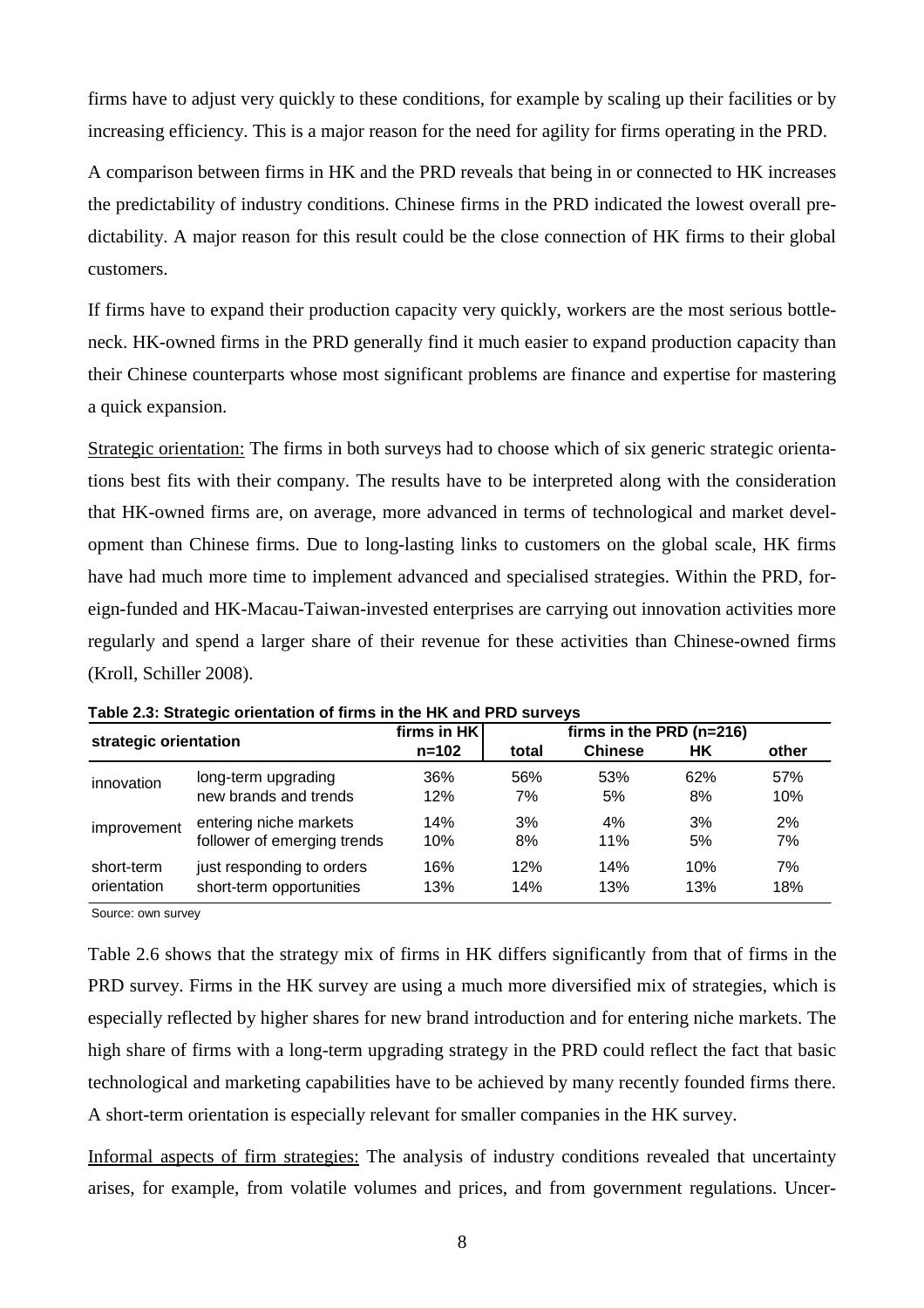firms have to adjust very quickly to these conditions, for example by scaling up their facilities or by increasing efficiency. This is a major reason for the need for agility for firms operating in the PRD.

A comparison between firms in HK and the PRD reveals that being in or connected to HK increases the predictability of industry conditions. Chinese firms in the PRD indicated the lowest overall predictability. A major reason for this result could be the close connection of HK firms to their global customers.

If firms have to expand their production capacity very quickly, workers are the most serious bottleneck. HK-owned firms in the PRD generally find it much easier to expand production capacity than their Chinese counterparts whose most significant problems are finance and expertise for mastering a quick expansion.

Strategic orientation: The firms in both surveys had to choose which of six generic strategic orientations best fits with their company. The results have to be interpreted along with the consideration that HK-owned firms are, on average, more advanced in terms of technological and market development than Chinese firms. Due to long-lasting links to customers on the global scale, HK firms have had much more time to implement advanced and specialised strategies. Within the PRD, foreign-funded and HK-Macau-Taiwan-invested enterprises are carrying out innovation activities more regularly and spend a larger share of their revenue for these activities than Chinese-owned firms (Kroll, Schiller 2008).

**Table 2.3: Strategic orientation of firms in the HK and PRD surveys**

| strategic orientation | | firms in HK | firms in the PRD (n=216) | | | |
|---|---|---|---|---|---|---|
| | | n=102 | total | Chinese | HK | other |
| innovation | long-term upgrading | 36% | 56% | 53% | 62% | 57% |
| | new brands and trends | 12% | 7% | 5% | 8% | 10% |
| improvement | entering niche markets | 14% | 3% | 4% | 3% | 2% |
| | follower of emerging trends | 10% | 8% | 11% | 5% | 7% |
| short-term orientation | just responding to orders | 16% | 12% | 14% | 10% | 7% |
| | short-term opportunities | 13% | 14% | 13% | 13% | 18% |

Source: own survey

Table 2.6 shows that the strategy mix of firms in HK differs significantly from that of firms in the PRD survey. Firms in the HK survey are using a much more diversified mix of strategies, which is especially reflected by higher shares for new brand introduction and for entering niche markets. The high share of firms with a long-term upgrading strategy in the PRD could reflect the fact that basic technological and marketing capabilities have to be achieved by many recently founded firms there. A short-term orientation is especially relevant for smaller companies in the HK survey.

Informal aspects of firm strategies: The analysis of industry conditions revealed that uncertainty arises, for example, from volatile volumes and prices, and from government regulations. Uncer-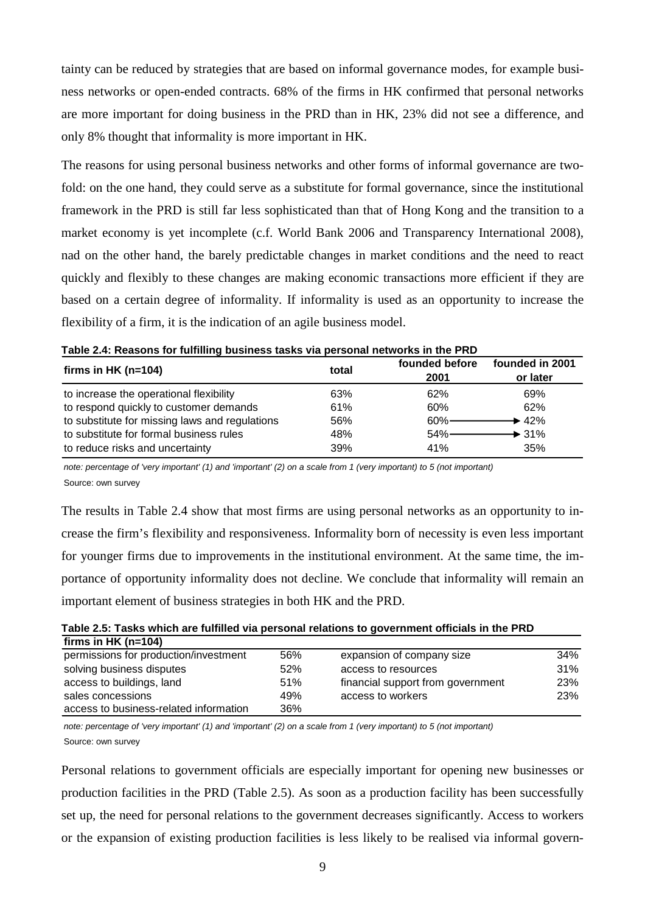tainty can be reduced by strategies that are based on informal governance modes, for example business networks or open-ended contracts. 68% of the firms in HK confirmed that personal networks are more important for doing business in the PRD than in HK, 23% did not see a difference, and only 8% thought that informality is more important in HK.

The reasons for using personal business networks and other forms of informal governance are twofold: on the one hand, they could serve as a substitute for formal governance, since the institutional framework in the PRD is still far less sophisticated than that of Hong Kong and the transition to a market economy is yet incomplete (c.f. World Bank 2006 and Transparency International 2008), nad on the other hand, the barely predictable changes in market conditions and the need to react quickly and flexibly to these changes are making economic transactions more efficient if they are based on a certain degree of informality. If informality is used as an opportunity to increase the flexibility of a firm, it is the indication of an agile business model.

**Table 2.4: Reasons for fulfilling business tasks via personal networks in the PRD**

| firms in HK (n=104) | total | founded before 2001 | founded in 2001 or later |
|---|---|---|---|
| to increase the operational flexibility | 63% | 62% | 69% |
| to respond quickly to customer demands | 61% | 60% | 62% |
| to substitute for missing laws and regulations | 56% | 60% → | 42% |
| to substitute for formal business rules | 48% | 54% → | 31% |
| to reduce risks and uncertainty | 39% | 41% | 35% |

*note: percentage of 'very important' (1) and 'important' (2) on a scale from 1 (very important) to 5 (not important)*

Source: own survey

The results in Table 2.4 show that most firms are using personal networks as an opportunity to increase the firm's flexibility and responsiveness. Informality born of necessity is even less important for younger firms due to improvements in the institutional environment. At the same time, the importance of opportunity informality does not decline. We conclude that informality will remain an important element of business strategies in both HK and the PRD.

**Table 2.5: Tasks which are fulfilled via personal relations to government officials in the PRD**

| firms in HK (n=104) | | | |
|---|---|---|---|
| permissions for production/investment | 56% | expansion of company size | 34% |
| solving business disputes | 52% | access to resources | 31% |
| access to buildings, land | 51% | financial support from government | 23% |
| sales concessions | 49% | access to workers | 23% |
| access to business-related information | 36% | | |

*note: percentage of 'very important' (1) and 'important' (2) on a scale from 1 (very important) to 5 (not important)*

Source: own survey

Personal relations to government officials are especially important for opening new businesses or production facilities in the PRD (Table 2.5). As soon as a production facility has been successfully set up, the need for personal relations to the government decreases significantly. Access to workers or the expansion of existing production facilities is less likely to be realised via informal govern-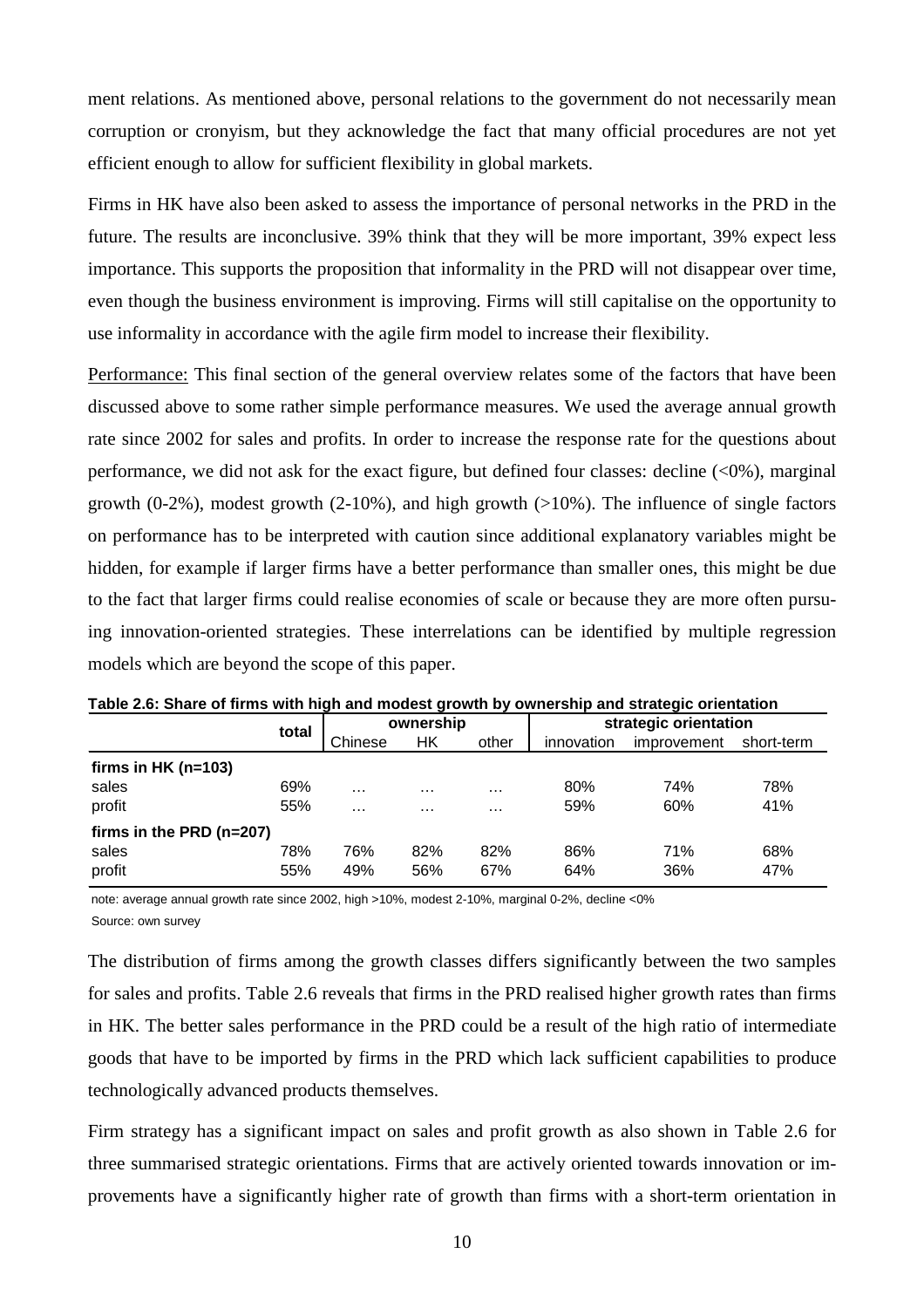ment relations. As mentioned above, personal relations to the government do not necessarily mean corruption or cronyism, but they acknowledge the fact that many official procedures are not yet efficient enough to allow for sufficient flexibility in global markets.

Firms in HK have also been asked to assess the importance of personal networks in the PRD in the future. The results are inconclusive. 39% think that they will be more important, 39% expect less importance. This supports the proposition that informality in the PRD will not disappear over time, even though the business environment is improving. Firms will still capitalise on the opportunity to use informality in accordance with the agile firm model to increase their flexibility.

Performance: This final section of the general overview relates some of the factors that have been discussed above to some rather simple performance measures. We used the average annual growth rate since 2002 for sales and profits. In order to increase the response rate for the questions about performance, we did not ask for the exact figure, but defined four classes: decline (<0%), marginal growth (0-2%), modest growth (2-10%), and high growth (>10%). The influence of single factors on performance has to be interpreted with caution since additional explanatory variables might be hidden, for example if larger firms have a better performance than smaller ones, this might be due to the fact that larger firms could realise economies of scale or because they are more often pursuing innovation-oriented strategies. These interrelations can be identified by multiple regression models which are beyond the scope of this paper.

**Table 2.6: Share of firms with high and modest growth by ownership and strategic orientation**

| | total | ownership | | | strategic orientation | | |
|---|---|---|---|---|---|---|---|
| | | Chinese | HK | other | innovation | improvement | short-term |
| **firms in HK (n=103)** | | | | | | | |
| sales | 69% | ... | ... | ... | 80% | 74% | 78% |
| profit | 55% | ... | ... | ... | 59% | 60% | 41% |
| **firms in the PRD (n=207)** | | | | | | | |
| sales | 78% | 76% | 82% | 82% | 86% | 71% | 68% |
| profit | 55% | 49% | 56% | 67% | 64% | 36% | 47% |

note: average annual growth rate since 2002, high >10%, modest 2-10%, marginal 0-2%, decline <0%

Source: own survey

The distribution of firms among the growth classes differs significantly between the two samples for sales and profits. Table 2.6 reveals that firms in the PRD realised higher growth rates than firms in HK. The better sales performance in the PRD could be a result of the high ratio of intermediate goods that have to be imported by firms in the PRD which lack sufficient capabilities to produce technologically advanced products themselves.

Firm strategy has a significant impact on sales and profit growth as also shown in Table 2.6 for three summarised strategic orientations. Firms that are actively oriented towards innovation or improvements have a significantly higher rate of growth than firms with a short-term orientation in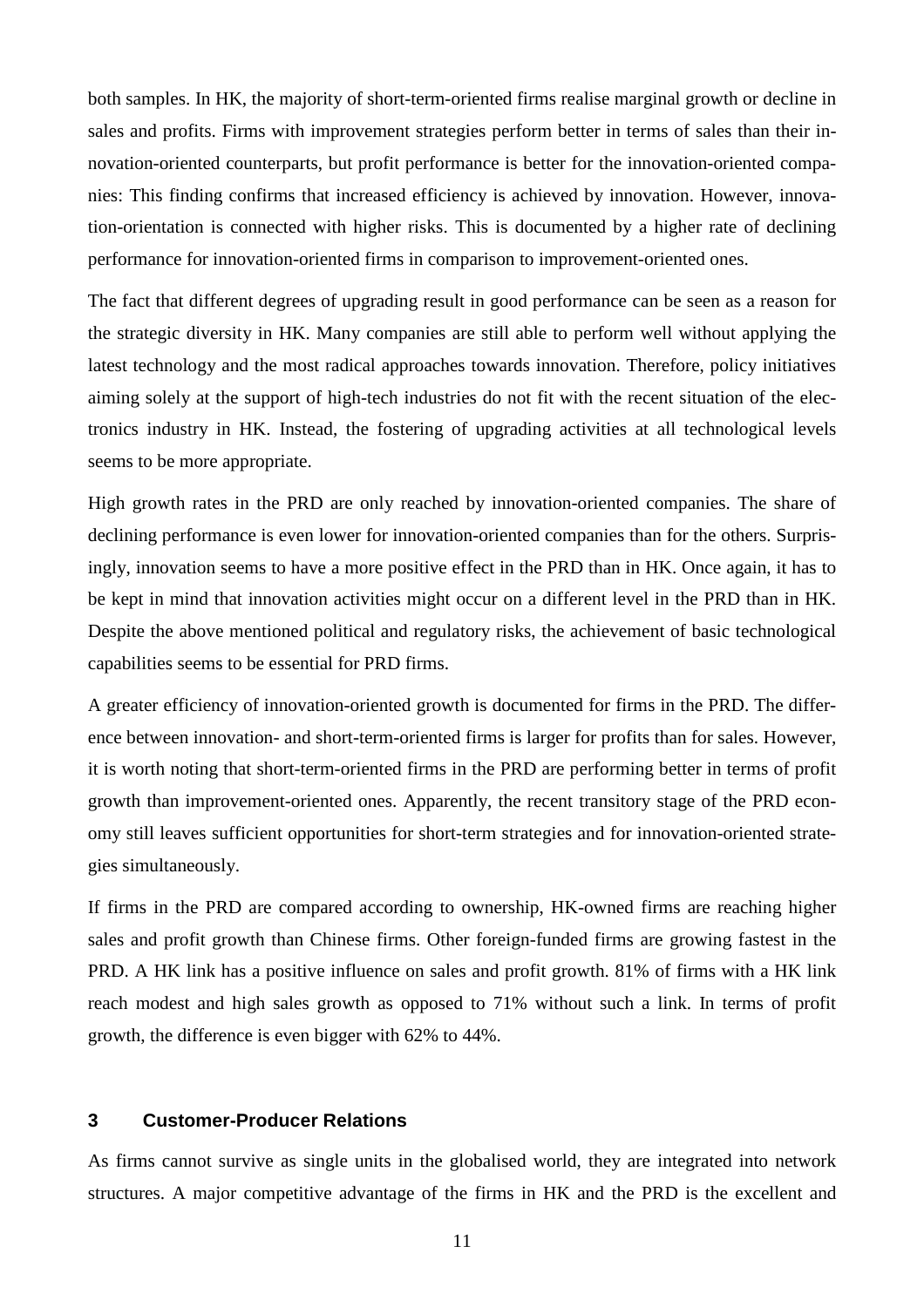both samples. In HK, the majority of short-term-oriented firms realise marginal growth or decline in sales and profits. Firms with improvement strategies perform better in terms of sales than their innovation-oriented counterparts, but profit performance is better for the innovation-oriented companies: This finding confirms that increased efficiency is achieved by innovation. However, innovation-orientation is connected with higher risks. This is documented by a higher rate of declining performance for innovation-oriented firms in comparison to improvement-oriented ones.

The fact that different degrees of upgrading result in good performance can be seen as a reason for the strategic diversity in HK. Many companies are still able to perform well without applying the latest technology and the most radical approaches towards innovation. Therefore, policy initiatives aiming solely at the support of high-tech industries do not fit with the recent situation of the electronics industry in HK. Instead, the fostering of upgrading activities at all technological levels seems to be more appropriate.

High growth rates in the PRD are only reached by innovation-oriented companies. The share of declining performance is even lower for innovation-oriented companies than for the others. Surprisingly, innovation seems to have a more positive effect in the PRD than in HK. Once again, it has to be kept in mind that innovation activities might occur on a different level in the PRD than in HK. Despite the above mentioned political and regulatory risks, the achievement of basic technological capabilities seems to be essential for PRD firms.

A greater efficiency of innovation-oriented growth is documented for firms in the PRD. The difference between innovation- and short-term-oriented firms is larger for profits than for sales. However, it is worth noting that short-term-oriented firms in the PRD are performing better in terms of profit growth than improvement-oriented ones. Apparently, the recent transitory stage of the PRD economy still leaves sufficient opportunities for short-term strategies and for innovation-oriented strategies simultaneously.

If firms in the PRD are compared according to ownership, HK-owned firms are reaching higher sales and profit growth than Chinese firms. Other foreign-funded firms are growing fastest in the PRD. A HK link has a positive influence on sales and profit growth. 81% of firms with a HK link reach modest and high sales growth as opposed to 71% without such a link. In terms of profit growth, the difference is even bigger with 62% to 44%.

## 3 Customer-Producer Relations

As firms cannot survive as single units in the globalised world, they are integrated into network structures. A major competitive advantage of the firms in HK and the PRD is the excellent and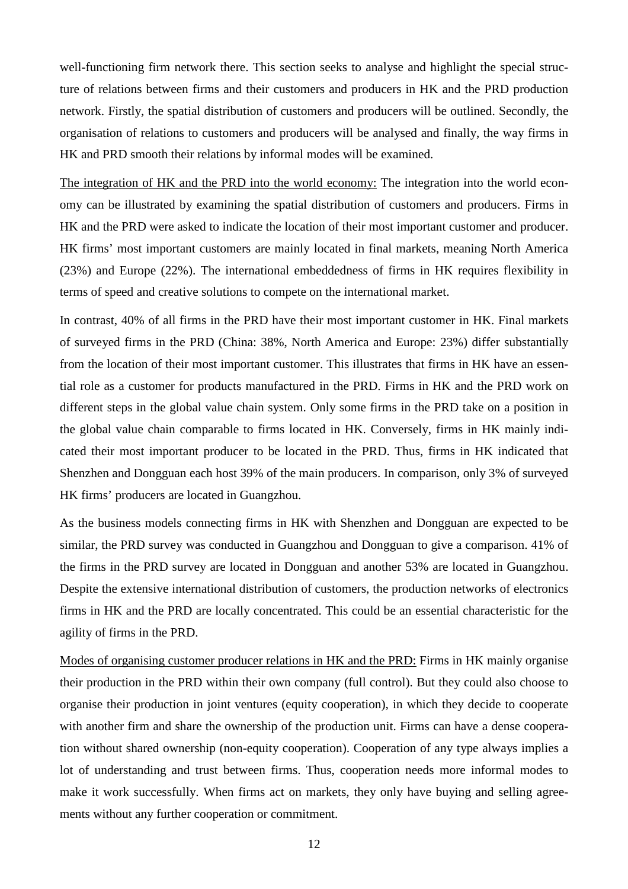well-functioning firm network there. This section seeks to analyse and highlight the special structure of relations between firms and their customers and producers in HK and the PRD production network. Firstly, the spatial distribution of customers and producers will be outlined. Secondly, the organisation of relations to customers and producers will be analysed and finally, the way firms in HK and PRD smooth their relations by informal modes will be examined.

<u>The integration of HK and the PRD into the world economy:</u> The integration into the world economy can be illustrated by examining the spatial distribution of customers and producers. Firms in HK and the PRD were asked to indicate the location of their most important customer and producer. HK firms' most important customers are mainly located in final markets, meaning North America (23%) and Europe (22%). The international embeddedness of firms in HK requires flexibility in terms of speed and creative solutions to compete on the international market.

In contrast, 40% of all firms in the PRD have their most important customer in HK. Final markets of surveyed firms in the PRD (China: 38%, North America and Europe: 23%) differ substantially from the location of their most important customer. This illustrates that firms in HK have an essential role as a customer for products manufactured in the PRD. Firms in HK and the PRD work on different steps in the global value chain system. Only some firms in the PRD take on a position in the global value chain comparable to firms located in HK. Conversely, firms in HK mainly indicated their most important producer to be located in the PRD. Thus, firms in HK indicated that Shenzhen and Dongguan each host 39% of the main producers. In comparison, only 3% of surveyed HK firms' producers are located in Guangzhou.

As the business models connecting firms in HK with Shenzhen and Dongguan are expected to be similar, the PRD survey was conducted in Guangzhou and Dongguan to give a comparison. 41% of the firms in the PRD survey are located in Dongguan and another 53% are located in Guangzhou. Despite the extensive international distribution of customers, the production networks of electronics firms in HK and the PRD are locally concentrated. This could be an essential characteristic for the agility of firms in the PRD.

<u>Modes of organising customer producer relations in HK and the PRD:</u> Firms in HK mainly organise their production in the PRD within their own company (full control). But they could also choose to organise their production in joint ventures (equity cooperation), in which they decide to cooperate with another firm and share the ownership of the production unit. Firms can have a dense cooperation without shared ownership (non-equity cooperation). Cooperation of any type always implies a lot of understanding and trust between firms. Thus, cooperation needs more informal modes to make it work successfully. When firms act on markets, they only have buying and selling agreements without any further cooperation or commitment.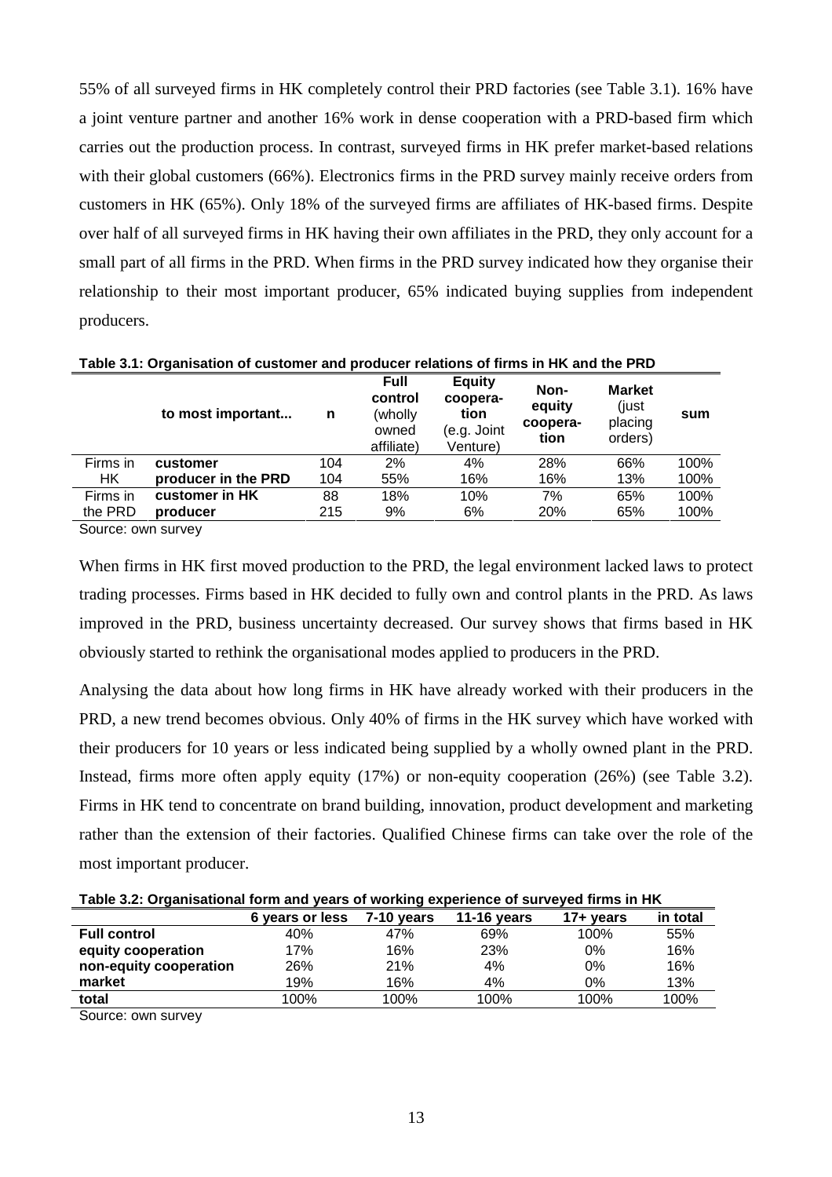55% of all surveyed firms in HK completely control their PRD factories (see Table 3.1). 16% have a joint venture partner and another 16% work in dense cooperation with a PRD-based firm which carries out the production process. In contrast, surveyed firms in HK prefer market-based relations with their global customers (66%). Electronics firms in the PRD survey mainly receive orders from customers in HK (65%). Only 18% of the surveyed firms are affiliates of HK-based firms. Despite over half of all surveyed firms in HK having their own affiliates in the PRD, they only account for a small part of all firms in the PRD. When firms in the PRD survey indicated how they organise their relationship to their most important producer, 65% indicated buying supplies from independent producers.

**Table 3.1: Organisation of customer and producer relations of firms in HK and the PRD**

| | **to most important...** | **n** | **Full control** (wholly owned affiliate) | **Equity cooperation** (e.g. Joint Venture) | **Non-equity cooperation** | **Market** (just placing orders) | **sum** |
|---|---|---|---|---|---|---|---|
| Firms in HK | **customer** | 104 | 2% | 4% | 28% | 66% | 100% |
| | **producer in the PRD** | 104 | 55% | 16% | 16% | 13% | 100% |
| Firms in the PRD | **customer in HK** | 88 | 18% | 10% | 7% | 65% | 100% |
| | **producer** | 215 | 9% | 6% | 20% | 65% | 100% |

Source: own survey

When firms in HK first moved production to the PRD, the legal environment lacked laws to protect trading processes. Firms based in HK decided to fully own and control plants in the PRD. As laws improved in the PRD, business uncertainty decreased. Our survey shows that firms based in HK obviously started to rethink the organisational modes applied to producers in the PRD.

Analysing the data about how long firms in HK have already worked with their producers in the PRD, a new trend becomes obvious. Only 40% of firms in the HK survey which have worked with their producers for 10 years or less indicated being supplied by a wholly owned plant in the PRD. Instead, firms more often apply equity (17%) or non-equity cooperation (26%) (see Table 3.2). Firms in HK tend to concentrate on brand building, innovation, product development and marketing rather than the extension of their factories. Qualified Chinese firms can take over the role of the most important producer.

**Table 3.2: Organisational form and years of working experience of surveyed firms in HK**

| | **6 years or less** | **7-10 years** | **11-16 years** | **17+ years** | **in total** |
|---|---|---|---|---|---|
| **Full control** | 40% | 47% | 69% | 100% | 55% |
| **equity cooperation** | 17% | 16% | 23% | 0% | 16% |
| **non-equity cooperation** | 26% | 21% | 4% | 0% | 16% |
| **market** | 19% | 16% | 4% | 0% | 13% |
| **total** | 100% | 100% | 100% | 100% | 100% |

Source: own survey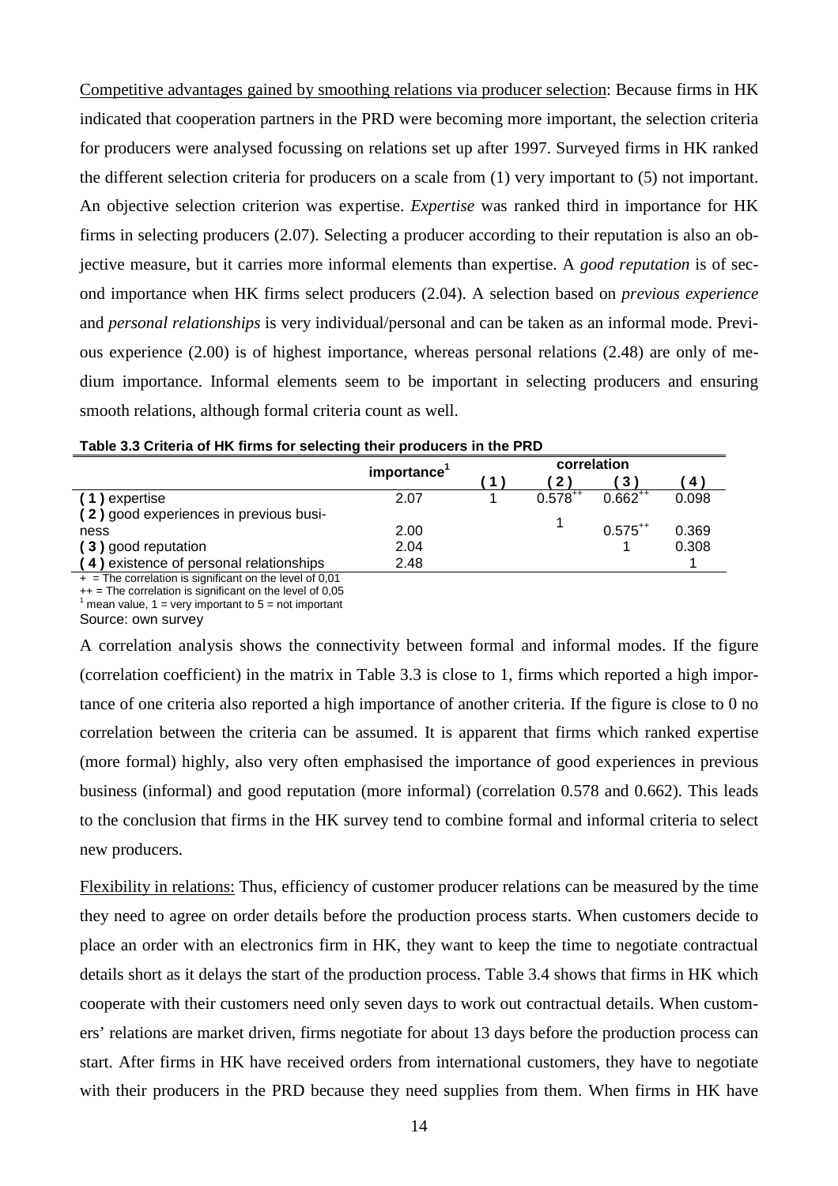Competitive advantages gained by smoothing relations via producer selection: Because firms in HK indicated that cooperation partners in the PRD were becoming more important, the selection criteria for producers were analysed focussing on relations set up after 1997. Surveyed firms in HK ranked the different selection criteria for producers on a scale from (1) very important to (5) not important. An objective selection criterion was expertise. *Expertise* was ranked third in importance for HK firms in selecting producers (2.07). Selecting a producer according to their reputation is also an objective measure, but it carries more informal elements than expertise. A *good reputation* is of second importance when HK firms select producers (2.04). A selection based on *previous experience* and *personal relationships* is very individual/personal and can be taken as an informal mode. Previous experience (2.00) is of highest importance, whereas personal relations (2.48) are only of medium importance. Informal elements seem to be important in selecting producers and ensuring smooth relations, although formal criteria count as well.

**Table 3.3 Criteria of HK firms for selecting their producers in the PRD**

| | importance[1] | correlation | | | |
|---|---|---|---|---|---|
| | | (1) | (2) | (3) | (4) |
| (1) expertise | 2.07 | 1 | 0.578++ | 0.662++ | 0.098 |
| (2) good experiences in previous business | 2.00 | | 1 | 0.575++ | 0.369 |
| (3) good reputation | 2.04 | | | 1 | 0.308 |
| (4) existence of personal relationships | 2.48 | | | | 1 |

+ = The correlation is significant on the level of 0,01
++ = The correlation is significant on the level of 0,05
[1] mean value, 1 = very important to 5 = not important
Source: own survey

A correlation analysis shows the connectivity between formal and informal modes. If the figure (correlation coefficient) in the matrix in Table 3.3 is close to 1, firms which reported a high importance of one criteria also reported a high importance of another criteria. If the figure is close to 0 no correlation between the criteria can be assumed. It is apparent that firms which ranked expertise (more formal) highly, also very often emphasised the importance of good experiences in previous business (informal) and good reputation (more informal) (correlation 0.578 and 0.662). This leads to the conclusion that firms in the HK survey tend to combine formal and informal criteria to select new producers.

Flexibility in relations: Thus, efficiency of customer producer relations can be measured by the time they need to agree on order details before the production process starts. When customers decide to place an order with an electronics firm in HK, they want to keep the time to negotiate contractual details short as it delays the start of the production process. Table 3.4 shows that firms in HK which cooperate with their customers need only seven days to work out contractual details. When customers' relations are market driven, firms negotiate for about 13 days before the production process can start. After firms in HK have received orders from international customers, they have to negotiate with their producers in the PRD because they need supplies from them. When firms in HK have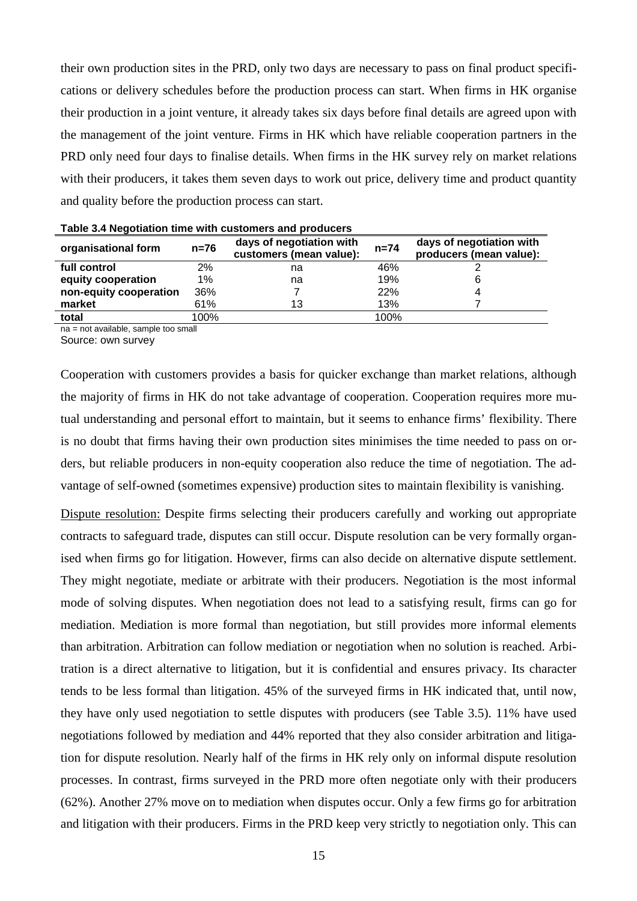their own production sites in the PRD, only two days are necessary to pass on final product specifications or delivery schedules before the production process can start. When firms in HK organise their production in a joint venture, it already takes six days before final details are agreed upon with the management of the joint venture. Firms in HK which have reliable cooperation partners in the PRD only need four days to finalise details. When firms in the HK survey rely on market relations with their producers, it takes them seven days to work out price, delivery time and product quantity and quality before the production process can start.

**Table 3.4 Negotiation time with customers and producers**

| organisational form | n=76 | days of negotiation with customers (mean value): | n=74 | days of negotiation with producers (mean value): |
|---|---|---|---|---|
| **full control** | 2% | na | 46% | 2 |
| **equity cooperation** | 1% | na | 19% | 6 |
| **non-equity cooperation** | 36% | 7 | 22% | 4 |
| **market** | 61% | 13 | 13% | 7 |
| **total** | 100% | | 100% | |

na = not available, sample too small

Source: own survey

Cooperation with customers provides a basis for quicker exchange than market relations, although the majority of firms in HK do not take advantage of cooperation. Cooperation requires more mutual understanding and personal effort to maintain, but it seems to enhance firms' flexibility. There is no doubt that firms having their own production sites minimises the time needed to pass on orders, but reliable producers in non-equity cooperation also reduce the time of negotiation. The advantage of self-owned (sometimes expensive) production sites to maintain flexibility is vanishing.

Dispute resolution: Despite firms selecting their producers carefully and working out appropriate contracts to safeguard trade, disputes can still occur. Dispute resolution can be very formally organised when firms go for litigation. However, firms can also decide on alternative dispute settlement. They might negotiate, mediate or arbitrate with their producers. Negotiation is the most informal mode of solving disputes. When negotiation does not lead to a satisfying result, firms can go for mediation. Mediation is more formal than negotiation, but still provides more informal elements than arbitration. Arbitration can follow mediation or negotiation when no solution is reached. Arbitration is a direct alternative to litigation, but it is confidential and ensures privacy. Its character tends to be less formal than litigation. 45% of the surveyed firms in HK indicated that, until now, they have only used negotiation to settle disputes with producers (see Table 3.5). 11% have used negotiations followed by mediation and 44% reported that they also consider arbitration and litigation for dispute resolution. Nearly half of the firms in HK rely only on informal dispute resolution processes. In contrast, firms surveyed in the PRD more often negotiate only with their producers (62%). Another 27% move on to mediation when disputes occur. Only a few firms go for arbitration and litigation with their producers. Firms in the PRD keep very strictly to negotiation only. This can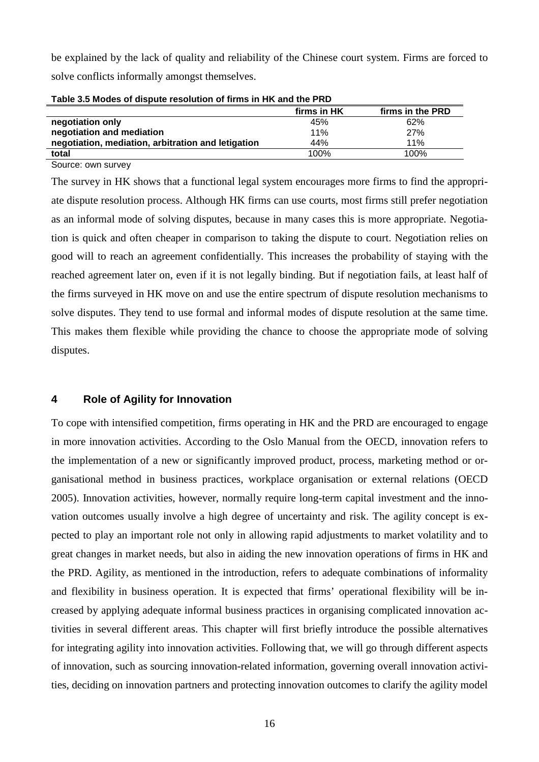be explained by the lack of quality and reliability of the Chinese court system. Firms are forced to solve conflicts informally amongst themselves.

**Table 3.5 Modes of dispute resolution of firms in HK and the PRD**

| | firms in HK | firms in the PRD |
|---|---|---|
| **negotiation only** | 45% | 62% |
| **negotiation and mediation** | 11% | 27% |
| **negotiation, mediation, arbitration and letigation** | 44% | 11% |
| **total** | 100% | 100% |

Source: own survey

The survey in HK shows that a functional legal system encourages more firms to find the appropriate dispute resolution process. Although HK firms can use courts, most firms still prefer negotiation as an informal mode of solving disputes, because in many cases this is more appropriate. Negotiation is quick and often cheaper in comparison to taking the dispute to court. Negotiation relies on good will to reach an agreement confidentially. This increases the probability of staying with the reached agreement later on, even if it is not legally binding. But if negotiation fails, at least half of the firms surveyed in HK move on and use the entire spectrum of dispute resolution mechanisms to solve disputes. They tend to use formal and informal modes of dispute resolution at the same time. This makes them flexible while providing the chance to choose the appropriate mode of solving disputes.

## 4 Role of Agility for Innovation

To cope with intensified competition, firms operating in HK and the PRD are encouraged to engage in more innovation activities. According to the Oslo Manual from the OECD, innovation refers to the implementation of a new or significantly improved product, process, marketing method or organisational method in business practices, workplace organisation or external relations (OECD 2005). Innovation activities, however, normally require long-term capital investment and the innovation outcomes usually involve a high degree of uncertainty and risk. The agility concept is expected to play an important role not only in allowing rapid adjustments to market volatility and to great changes in market needs, but also in aiding the new innovation operations of firms in HK and the PRD. Agility, as mentioned in the introduction, refers to adequate combinations of informality and flexibility in business operation. It is expected that firms' operational flexibility will be increased by applying adequate informal business practices in organising complicated innovation activities in several different areas. This chapter will first briefly introduce the possible alternatives for integrating agility into innovation activities. Following that, we will go through different aspects of innovation, such as sourcing innovation-related information, governing overall innovation activities, deciding on innovation partners and protecting innovation outcomes to clarify the agility model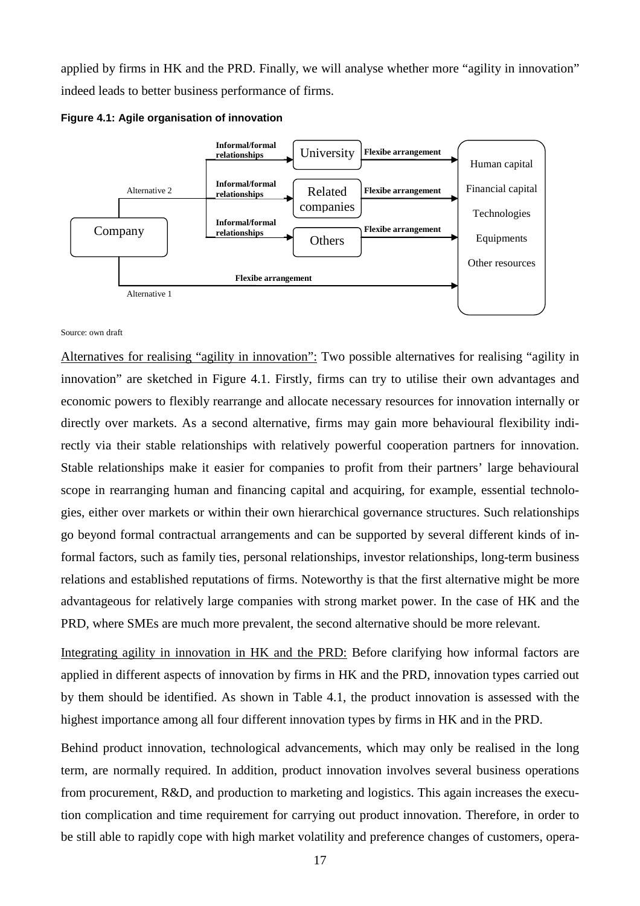applied by firms in HK and the PRD. Finally, we will analyse whether more "agility in innovation" indeed leads to better business performance of firms.

**Figure 4.1: Agile organisation of innovation**

Source: own draft

Alternatives for realising "agility in innovation": Two possible alternatives for realising "agility in innovation" are sketched in Figure 4.1. Firstly, firms can try to utilise their own advantages and economic powers to flexibly rearrange and allocate necessary resources for innovation internally or directly over markets. As a second alternative, firms may gain more behavioural flexibility indirectly via their stable relationships with relatively powerful cooperation partners for innovation. Stable relationships make it easier for companies to profit from their partners' large behavioural scope in rearranging human and financing capital and acquiring, for example, essential technologies, either over markets or within their own hierarchical governance structures. Such relationships go beyond formal contractual arrangements and can be supported by several different kinds of informal factors, such as family ties, personal relationships, investor relationships, long-term business relations and established reputations of firms. Noteworthy is that the first alternative might be more advantageous for relatively large companies with strong market power. In the case of HK and the PRD, where SMEs are much more prevalent, the second alternative should be more relevant.

Integrating agility in innovation in HK and the PRD: Before clarifying how informal factors are applied in different aspects of innovation by firms in HK and the PRD, innovation types carried out by them should be identified. As shown in Table 4.1, the product innovation is assessed with the highest importance among all four different innovation types by firms in HK and in the PRD.

Behind product innovation, technological advancements, which may only be realised in the long term, are normally required. In addition, product innovation involves several business operations from procurement, R&D, and production to marketing and logistics. This again increases the execution complication and time requirement for carrying out product innovation. Therefore, in order to be still able to rapidly cope with high market volatility and preference changes of customers, opera-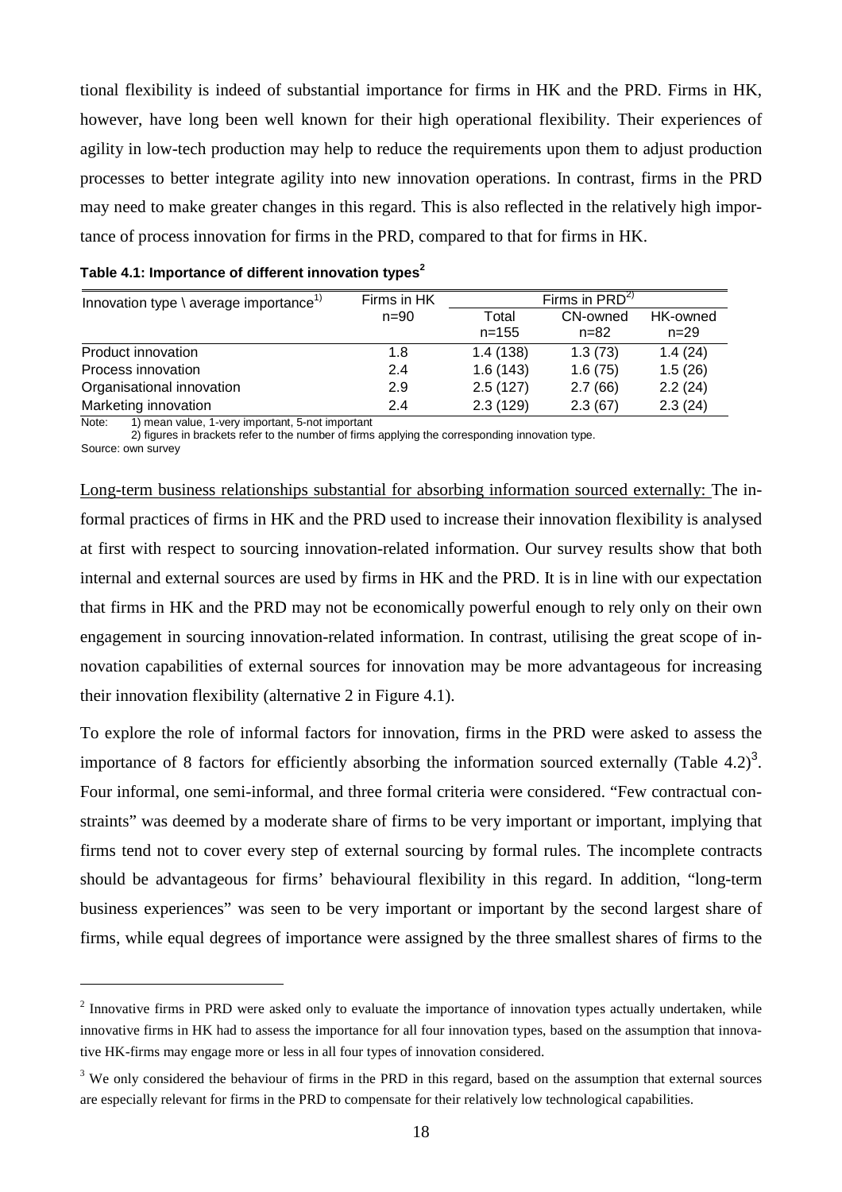tional flexibility is indeed of substantial importance for firms in HK and the PRD. Firms in HK, however, have long been well known for their high operational flexibility. Their experiences of agility in low-tech production may help to reduce the requirements upon them to adjust production processes to better integrate agility into new innovation operations. In contrast, firms in the PRD may need to make greater changes in this regard. This is also reflected in the relatively high importance of process innovation for firms in the PRD, compared to that for firms in HK.

**Table 4.1: Importance of different innovation types[2]**

| Innovation type \ average importance[1)] | Firms in HK | Firms in PRD[2)] | | |
|---|---|---|---|---|
| | n=90 | Total n=155 | CN-owned n=82 | HK-owned n=29 |
| Product innovation | 1.8 | 1.4 (138) | 1.3 (73) | 1.4 (24) |
| Process innovation | 2.4 | 1.6 (143) | 1.6 (75) | 1.5 (26) |
| Organisational innovation | 2.9 | 2.5 (127) | 2.7 (66) | 2.2 (24) |
| Marketing innovation | 2.4 | 2.3 (129) | 2.3 (67) | 2.3 (24) |

Note: 1) mean value, 1-very important, 5-not important
2) figures in brackets refer to the number of firms applying the corresponding innovation type.
Source: own survey

Long-term business relationships substantial for absorbing information sourced externally: The informal practices of firms in HK and the PRD used to increase their innovation flexibility is analysed at first with respect to sourcing innovation-related information. Our survey results show that both internal and external sources are used by firms in HK and the PRD. It is in line with our expectation that firms in HK and the PRD may not be economically powerful enough to rely only on their own engagement in sourcing innovation-related information. In contrast, utilising the great scope of innovation capabilities of external sources for innovation may be more advantageous for increasing their innovation flexibility (alternative 2 in Figure 4.1).

To explore the role of informal factors for innovation, firms in the PRD were asked to assess the importance of 8 factors for efficiently absorbing the information sourced externally (Table 4.2)[3]. Four informal, one semi-informal, and three formal criteria were considered. "Few contractual constraints" was deemed by a moderate share of firms to be very important or important, implying that firms tend not to cover every step of external sourcing by formal rules. The incomplete contracts should be advantageous for firms' behavioural flexibility in this regard. In addition, "long-term business experiences" was seen to be very important or important by the second largest share of firms, while equal degrees of importance were assigned by the three smallest shares of firms to the

---

[2] Innovative firms in PRD were asked only to evaluate the importance of innovation types actually undertaken, while innovative firms in HK had to assess the importance for all four innovation types, based on the assumption that innovative HK-firms may engage more or less in all four types of innovation considered.

[3] We only considered the behaviour of firms in the PRD in this regard, based on the assumption that external sources are especially relevant for firms in the PRD to compensate for their relatively low technological capabilities.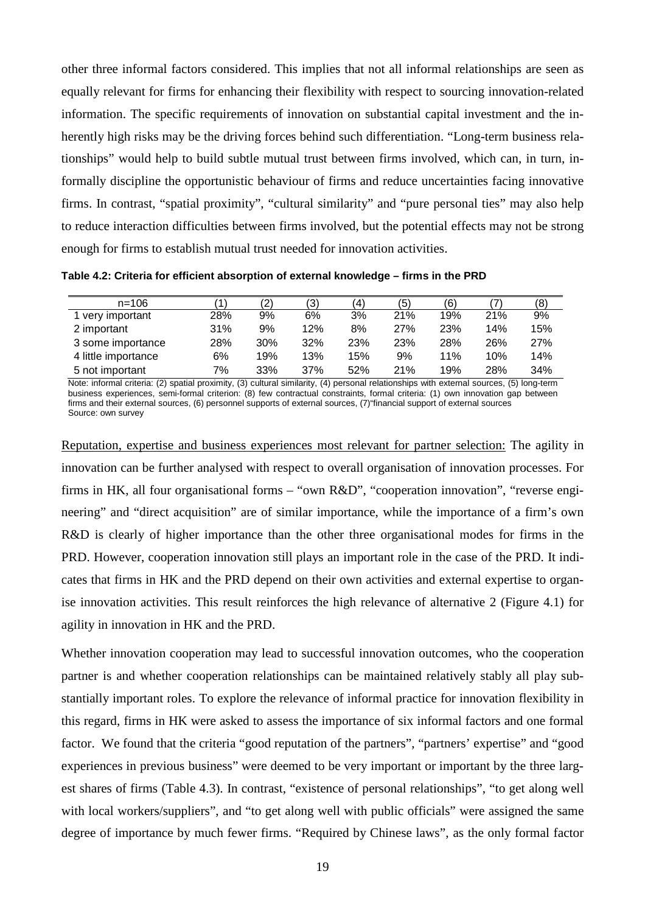other three informal factors considered. This implies that not all informal relationships are seen as equally relevant for firms for enhancing their flexibility with respect to sourcing innovation-related information. The specific requirements of innovation on substantial capital investment and the inherently high risks may be the driving forces behind such differentiation. "Long-term business relationships" would help to build subtle mutual trust between firms involved, which can, in turn, informally discipline the opportunistic behaviour of firms and reduce uncertainties facing innovative firms. In contrast, "spatial proximity", "cultural similarity" and "pure personal ties" may also help to reduce interaction difficulties between firms involved, but the potential effects may not be strong enough for firms to establish mutual trust needed for innovation activities.

**Table 4.2: Criteria for efficient absorption of external knowledge – firms in the PRD**

| n=106 | (1) | (2) | (3) | (4) | (5) | (6) | (7) | (8) |
|---|---|---|---|---|---|---|---|---|
| 1 very important | 28% | 9% | 6% | 3% | 21% | 19% | 21% | 9% |
| 2 important | 31% | 9% | 12% | 8% | 27% | 23% | 14% | 15% |
| 3 some importance | 28% | 30% | 32% | 23% | 23% | 28% | 26% | 27% |
| 4 little importance | 6% | 19% | 13% | 15% | 9% | 11% | 10% | 14% |
| 5 not important | 7% | 33% | 37% | 52% | 21% | 19% | 28% | 34% |

Note: informal criteria: (2) spatial proximity, (3) cultural similarity, (4) personal relationships with external sources, (5) long-term business experiences, semi-formal criterion: (8) few contractual constraints, formal criteria: (1) own innovation gap between firms and their external sources, (6) personnel supports of external sources, (7)"financial support of external sources
Source: own survey

<u>Reputation, expertise and business experiences most relevant for partner selection:</u> The agility in innovation can be further analysed with respect to overall organisation of innovation processes. For firms in HK, all four organisational forms – "own R&D", "cooperation innovation", "reverse engineering" and "direct acquisition" are of similar importance, while the importance of a firm's own R&D is clearly of higher importance than the other three organisational modes for firms in the PRD. However, cooperation innovation still plays an important role in the case of the PRD. It indicates that firms in HK and the PRD depend on their own activities and external expertise to organise innovation activities. This result reinforces the high relevance of alternative 2 (Figure 4.1) for agility in innovation in HK and the PRD.

Whether innovation cooperation may lead to successful innovation outcomes, who the cooperation partner is and whether cooperation relationships can be maintained relatively stably all play substantially important roles. To explore the relevance of informal practice for innovation flexibility in this regard, firms in HK were asked to assess the importance of six informal factors and one formal factor. We found that the criteria "good reputation of the partners", "partners' expertise" and "good experiences in previous business" were deemed to be very important or important by the three largest shares of firms (Table 4.3). In contrast, "existence of personal relationships", "to get along well with local workers/suppliers", and "to get along well with public officials" were assigned the same degree of importance by much fewer firms. "Required by Chinese laws", as the only formal factor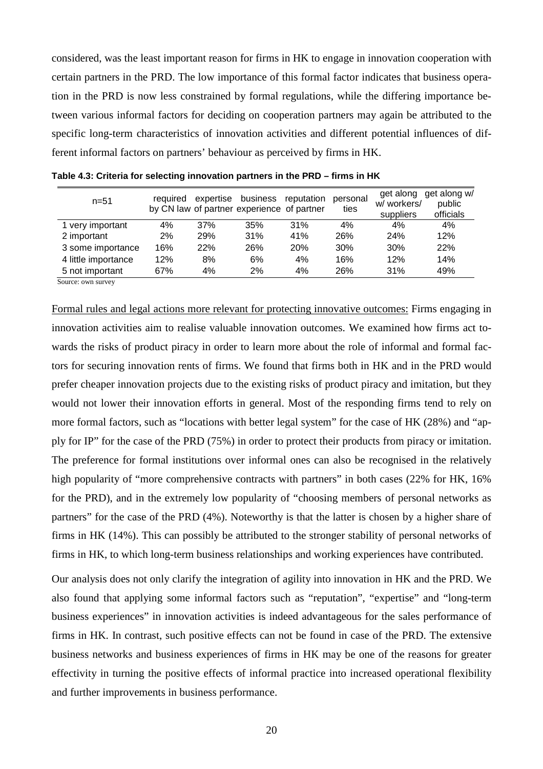considered, was the least important reason for firms in HK to engage in innovation cooperation with certain partners in the PRD. The low importance of this formal factor indicates that business operation in the PRD is now less constrained by formal regulations, while the differing importance between various informal factors for deciding on cooperation partners may again be attributed to the specific long-term characteristics of innovation activities and different potential influences of different informal factors on partners' behaviour as perceived by firms in HK.

**Table 4.3: Criteria for selecting innovation partners in the PRD – firms in HK**

| n=51 | required by CN law | expertise of partner | business experience | reputation of partner | personal ties | get along w/ workers/ suppliers | get along w/ public officials |
|---|---|---|---|---|---|---|---|
| 1 very important | 4% | 37% | 35% | 31% | 4% | 4% | 4% |
| 2 important | 2% | 29% | 31% | 41% | 26% | 24% | 12% |
| 3 some importance | 16% | 22% | 26% | 20% | 30% | 30% | 22% |
| 4 little importance | 12% | 8% | 6% | 4% | 16% | 12% | 14% |
| 5 not important | 67% | 4% | 2% | 4% | 26% | 31% | 49% |

Source: own survey

<u>Formal rules and legal actions more relevant for protecting innovative outcomes:</u> Firms engaging in innovation activities aim to realise valuable innovation outcomes. We examined how firms act towards the risks of product piracy in order to learn more about the role of informal and formal factors for securing innovation rents of firms. We found that firms both in HK and in the PRD would prefer cheaper innovation projects due to the existing risks of product piracy and imitation, but they would not lower their innovation efforts in general. Most of the responding firms tend to rely on more formal factors, such as "locations with better legal system" for the case of HK (28%) and "apply for IP" for the case of the PRD (75%) in order to protect their products from piracy or imitation. The preference for formal institutions over informal ones can also be recognised in the relatively high popularity of "more comprehensive contracts with partners" in both cases (22% for HK, 16% for the PRD), and in the extremely low popularity of "choosing members of personal networks as partners" for the case of the PRD (4%). Noteworthy is that the latter is chosen by a higher share of firms in HK (14%). This can possibly be attributed to the stronger stability of personal networks of firms in HK, to which long-term business relationships and working experiences have contributed.

Our analysis does not only clarify the integration of agility into innovation in HK and the PRD. We also found that applying some informal factors such as "reputation", "expertise" and "long-term business experiences" in innovation activities is indeed advantageous for the sales performance of firms in HK. In contrast, such positive effects can not be found in case of the PRD. The extensive business networks and business experiences of firms in HK may be one of the reasons for greater effectivity in turning the positive effects of informal practice into increased operational flexibility and further improvements in business performance.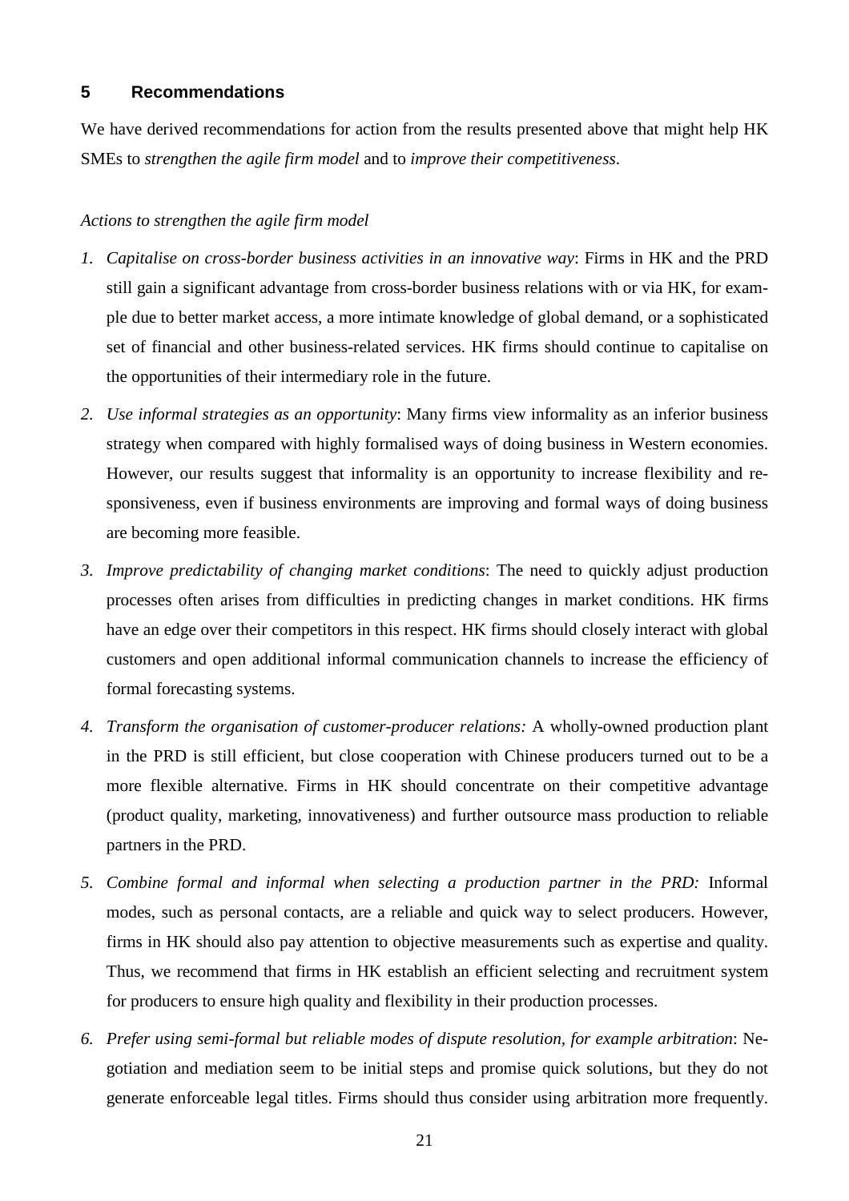## 5 Recommendations

We have derived recommendations for action from the results presented above that might help HK SMEs to *strengthen the agile firm model* and to *improve their competitiveness*.

*Actions to strengthen the agile firm model*

1. *Capitalise on cross-border business activities in an innovative way*: Firms in HK and the PRD still gain a significant advantage from cross-border business relations with or via HK, for example due to better market access, a more intimate knowledge of global demand, or a sophisticated set of financial and other business-related services. HK firms should continue to capitalise on the opportunities of their intermediary role in the future.
2. *Use informal strategies as an opportunity*: Many firms view informality as an inferior business strategy when compared with highly formalised ways of doing business in Western economies. However, our results suggest that informality is an opportunity to increase flexibility and responsiveness, even if business environments are improving and formal ways of doing business are becoming more feasible.
3. *Improve predictability of changing market conditions*: The need to quickly adjust production processes often arises from difficulties in predicting changes in market conditions. HK firms have an edge over their competitors in this respect. HK firms should closely interact with global customers and open additional informal communication channels to increase the efficiency of formal forecasting systems.
4. *Transform the organisation of customer-producer relations:* A wholly-owned production plant in the PRD is still efficient, but close cooperation with Chinese producers turned out to be a more flexible alternative. Firms in HK should concentrate on their competitive advantage (product quality, marketing, innovativeness) and further outsource mass production to reliable partners in the PRD.
5. *Combine formal and informal when selecting a production partner in the PRD:* Informal modes, such as personal contacts, are a reliable and quick way to select producers. However, firms in HK should also pay attention to objective measurements such as expertise and quality. Thus, we recommend that firms in HK establish an efficient selecting and recruitment system for producers to ensure high quality and flexibility in their production processes.
6. *Prefer using semi-formal but reliable modes of dispute resolution, for example arbitration*: Negotiation and mediation seem to be initial steps and promise quick solutions, but they do not generate enforceable legal titles. Firms should thus consider using arbitration more frequently.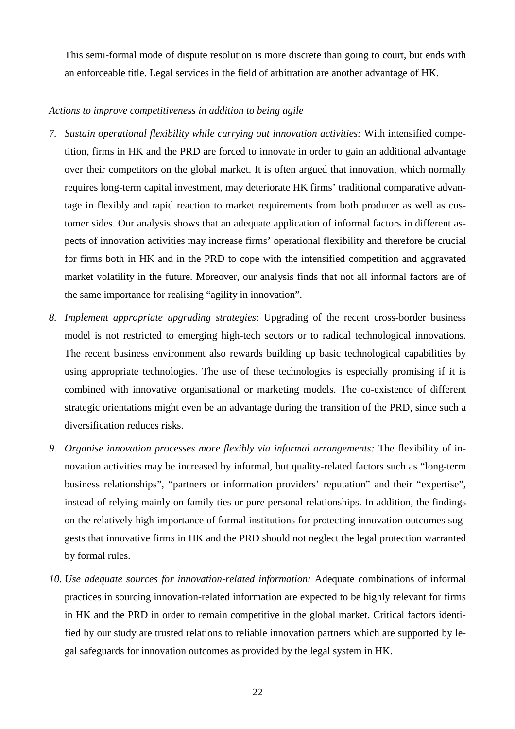This semi-formal mode of dispute resolution is more discrete than going to court, but ends with an enforceable title. Legal services in the field of arbitration are another advantage of HK.

*Actions to improve competitiveness in addition to being agile*

7. *Sustain operational flexibility while carrying out innovation activities:* With intensified competition, firms in HK and the PRD are forced to innovate in order to gain an additional advantage over their competitors on the global market. It is often argued that innovation, which normally requires long-term capital investment, may deteriorate HK firms' traditional comparative advantage in flexibly and rapid reaction to market requirements from both producer as well as customer sides. Our analysis shows that an adequate application of informal factors in different aspects of innovation activities may increase firms' operational flexibility and therefore be crucial for firms both in HK and in the PRD to cope with the intensified competition and aggravated market volatility in the future. Moreover, our analysis finds that not all informal factors are of the same importance for realising "agility in innovation".

8. *Implement appropriate upgrading strategies*: Upgrading of the recent cross-border business model is not restricted to emerging high-tech sectors or to radical technological innovations. The recent business environment also rewards building up basic technological capabilities by using appropriate technologies. The use of these technologies is especially promising if it is combined with innovative organisational or marketing models. The co-existence of different strategic orientations might even be an advantage during the transition of the PRD, since such a diversification reduces risks.

9. *Organise innovation processes more flexibly via informal arrangements:* The flexibility of innovation activities may be increased by informal, but quality-related factors such as "long-term business relationships", "partners or information providers' reputation" and their "expertise", instead of relying mainly on family ties or pure personal relationships. In addition, the findings on the relatively high importance of formal institutions for protecting innovation outcomes suggests that innovative firms in HK and the PRD should not neglect the legal protection warranted by formal rules.

10. *Use adequate sources for innovation-related information:* Adequate combinations of informal practices in sourcing innovation-related information are expected to be highly relevant for firms in HK and the PRD in order to remain competitive in the global market. Critical factors identified by our study are trusted relations to reliable innovation partners which are supported by legal safeguards for innovation outcomes as provided by the legal system in HK.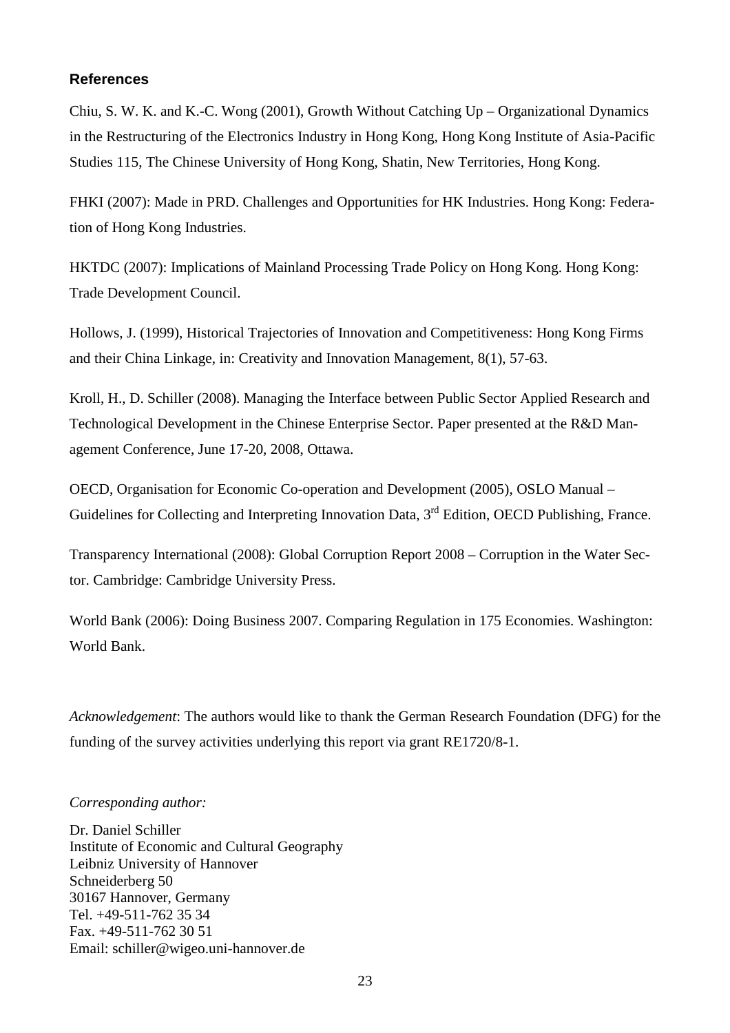## References

Chiu, S. W. K. and K.-C. Wong (2001), Growth Without Catching Up – Organizational Dynamics in the Restructuring of the Electronics Industry in Hong Kong, Hong Kong Institute of Asia-Pacific Studies 115, The Chinese University of Hong Kong, Shatin, New Territories, Hong Kong.

FHKI (2007): Made in PRD. Challenges and Opportunities for HK Industries. Hong Kong: Federation of Hong Kong Industries.

HKTDC (2007): Implications of Mainland Processing Trade Policy on Hong Kong. Hong Kong: Trade Development Council.

Hollows, J. (1999), Historical Trajectories of Innovation and Competitiveness: Hong Kong Firms and their China Linkage, in: Creativity and Innovation Management, 8(1), 57-63.

Kroll, H., D. Schiller (2008). Managing the Interface between Public Sector Applied Research and Technological Development in the Chinese Enterprise Sector. Paper presented at the R&D Management Conference, June 17-20, 2008, Ottawa.

OECD, Organisation for Economic Co-operation and Development (2005), OSLO Manual – Guidelines for Collecting and Interpreting Innovation Data, 3rd Edition, OECD Publishing, France.

Transparency International (2008): Global Corruption Report 2008 – Corruption in the Water Sector. Cambridge: Cambridge University Press.

World Bank (2006): Doing Business 2007. Comparing Regulation in 175 Economies. Washington: World Bank.

*Acknowledgement*: The authors would like to thank the German Research Foundation (DFG) for the funding of the survey activities underlying this report via grant RE1720/8-1.

*Corresponding author:*

Dr. Daniel Schiller
Institute of Economic and Cultural Geography
Leibniz University of Hannover
Schneiderberg 50
30167 Hannover, Germany
Tel. +49-511-762 35 34
Fax. +49-511-762 30 51
Email: schiller@wigeo.uni-hannover.de